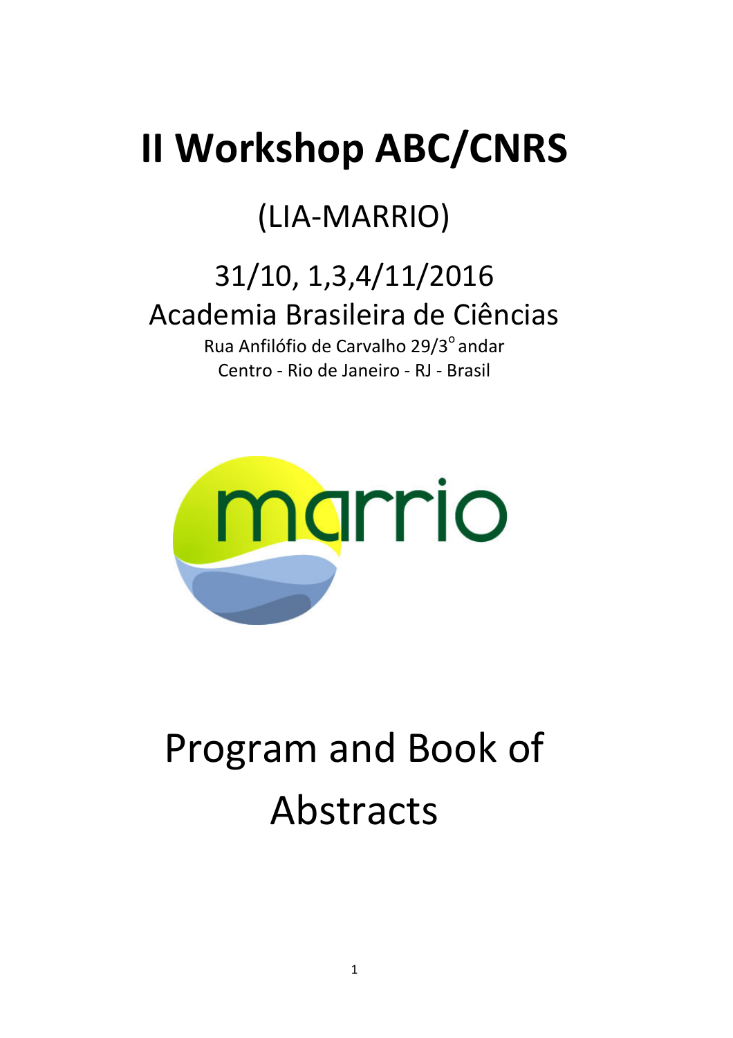# II Workshop ABC/CNRS

## (LIA-MARRIO)

## 31/10, 1,3,4/11/2016
## Academia Brasileira de Ciências

Rua Anfilófio de Carvalho 29/3° andar
Centro - Rio de Janeiro - RJ - Brasil

marrio

# Program and Book of Abstracts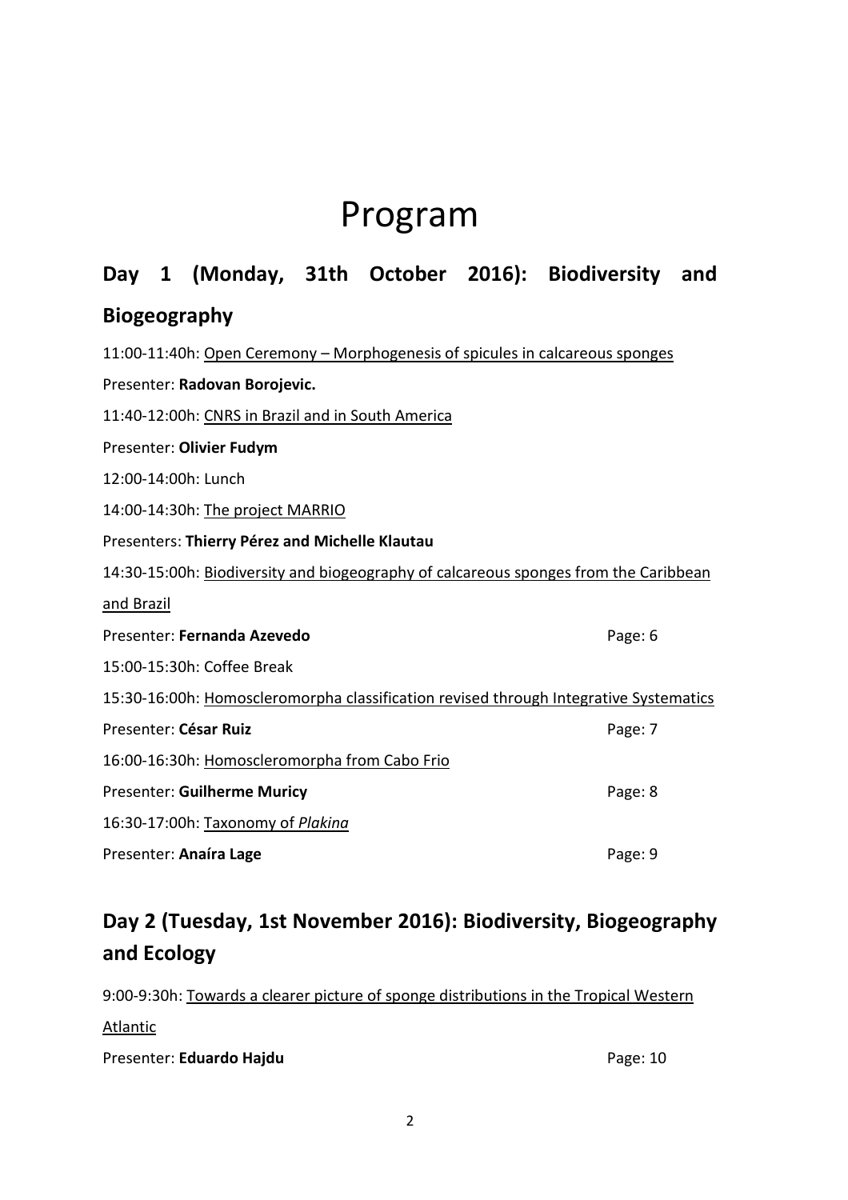# Program

## Day 1 (Monday, 31th October 2016): Biodiversity and Biogeography

11:00-11:40h: Open Ceremony – Morphogenesis of spicules in calcareous sponges

Presenter: **Radovan Borojevic.**

11:40-12:00h: CNRS in Brazil and in South America

Presenter: **Olivier Fudym**

12:00-14:00h: Lunch

14:00-14:30h: The project MARRIO

Presenters: **Thierry Pérez and Michelle Klautau**

14:30-15:00h: Biodiversity and biogeography of calcareous sponges from the Caribbean and Brazil

Presenter: **Fernanda Azevedo** Page: 6

15:00-15:30h: Coffee Break

15:30-16:00h: Homoscleromorpha classification revised through Integrative Systematics

Presenter: **César Ruiz** Page: 7

16:00-16:30h: Homoscleromorpha from Cabo Frio

Presenter: **Guilherme Muricy** Page: 8

16:30-17:00h: Taxonomy of *Plakina*

Presenter: **Anaíra Lage** Page: 9

## Day 2 (Tuesday, 1st November 2016): Biodiversity, Biogeography and Ecology

9:00-9:30h: Towards a clearer picture of sponge distributions in the Tropical Western Atlantic

Presenter: **Eduardo Hajdu** Page: 10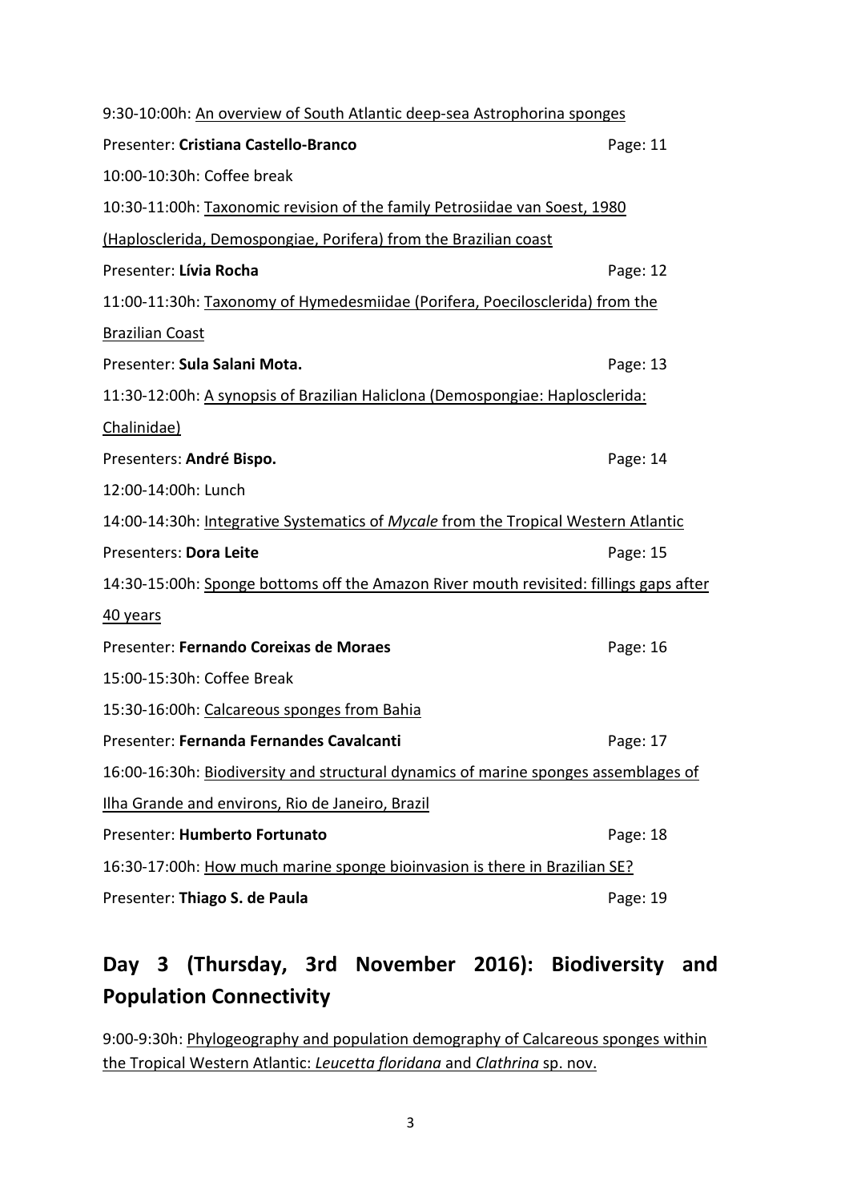9:30-10:00h: An overview of South Atlantic deep-sea Astrophorina sponges

Presenter: **Cristiana Castello-Branco** Page: 11

10:00-10:30h: Coffee break

10:30-11:00h: Taxonomic revision of the family Petrosiidae van Soest, 1980 (Haplosclerida, Demospongiae, Porifera) from the Brazilian coast

Presenter: **Lívia Rocha** Page: 12

11:00-11:30h: Taxonomy of Hymedesmiidae (Porifera, Poecilosclerida) from the Brazilian Coast

Presenter: **Sula Salani Mota.** Page: 13

11:30-12:00h: A synopsis of Brazilian Haliclona (Demospongiae: Haplosclerida: Chalinidae)

Presenters: **André Bispo.** Page: 14

12:00-14:00h: Lunch

14:00-14:30h: Integrative Systematics of *Mycale* from the Tropical Western Atlantic

Presenters: **Dora Leite** Page: 15

14:30-15:00h: Sponge bottoms off the Amazon River mouth revisited: fillings gaps after 40 years

Presenter: **Fernando Coreixas de Moraes** Page: 16

15:00-15:30h: Coffee Break

15:30-16:00h: Calcareous sponges from Bahia

Presenter: **Fernanda Fernandes Cavalcanti** Page: 17

16:00-16:30h: Biodiversity and structural dynamics of marine sponges assemblages of Ilha Grande and environs, Rio de Janeiro, Brazil

Presenter: **Humberto Fortunato** Page: 18

16:30-17:00h: How much marine sponge bioinvasion is there in Brazilian SE?

Presenter: **Thiago S. de Paula** Page: 19

## Day 3 (Thursday, 3rd November 2016): Biodiversity and Population Connectivity

9:00-9:30h: Phylogeography and population demography of Calcareous sponges within the Tropical Western Atlantic: *Leucetta floridana* and *Clathrina* sp. nov.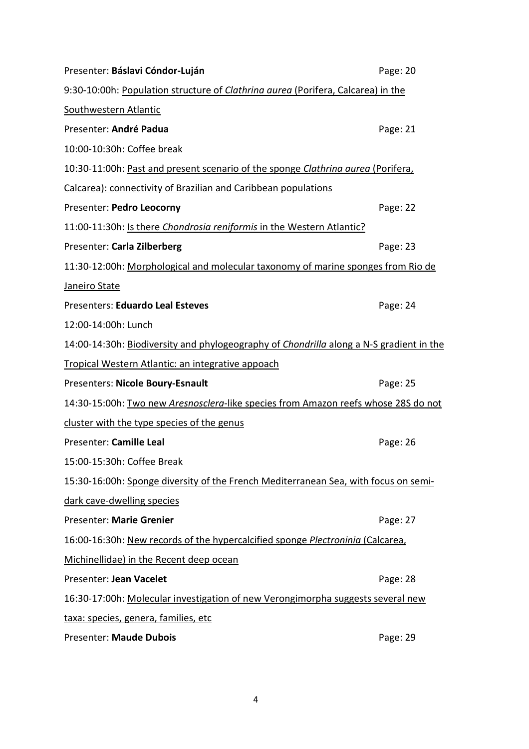Presenter: **Báslavi Cóndor-Luján** Page: 20

9:30-10:00h: Population structure of *Clathrina aurea* (Porifera, Calcarea) in the Southwestern Atlantic

Presenter: **André Padua** Page: 21

10:00-10:30h: Coffee break

10:30-11:00h: Past and present scenario of the sponge *Clathrina aurea* (Porifera, Calcarea): connectivity of Brazilian and Caribbean populations

Presenter: **Pedro Leocorny** Page: 22

11:00-11:30h: Is there *Chondrosia reniformis* in the Western Atlantic?

Presenter: **Carla Zilberberg** Page: 23

11:30-12:00h: Morphological and molecular taxonomy of marine sponges from Rio de Janeiro State

Presenters: **Eduardo Leal Esteves** Page: 24

12:00-14:00h: Lunch

14:00-14:30h: Biodiversity and phylogeography of *Chondrilla* along a N-S gradient in the Tropical Western Atlantic: an integrative appoach

Presenters: **Nicole Boury-Esnault** Page: 25

14:30-15:00h: Two new *Aresnosclera*-like species from Amazon reefs whose 28S do not cluster with the type species of the genus

Presenter: **Camille Leal** Page: 26

15:00-15:30h: Coffee Break

15:30-16:00h: Sponge diversity of the French Mediterranean Sea, with focus on semi-dark cave-dwelling species

Presenter: **Marie Grenier** Page: 27

16:00-16:30h: New records of the hypercalcified sponge *Plectroninia* (Calcarea, Michinellidae) in the Recent deep ocean

Presenter: **Jean Vacelet** Page: 28

16:30-17:00h: Molecular investigation of new Verongimorpha suggests several new taxa: species, genera, families, etc

Presenter: **Maude Dubois** Page: 29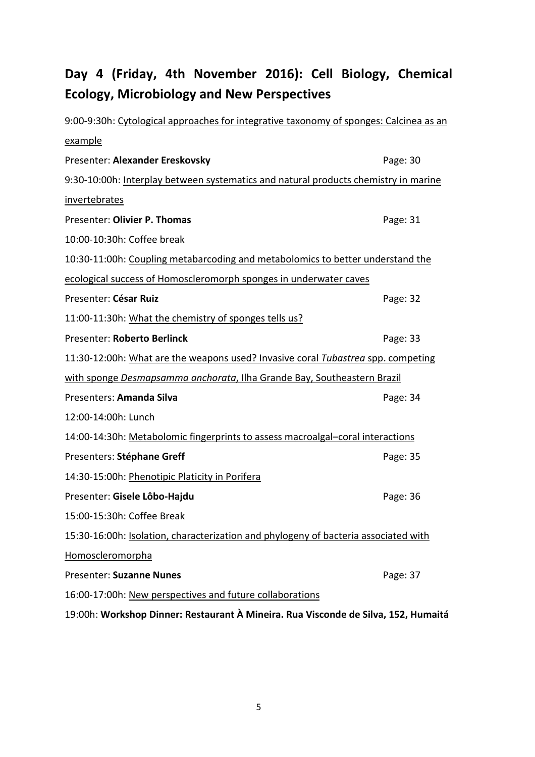## Day 4 (Friday, 4th November 2016): Cell Biology, Chemical Ecology, Microbiology and New Perspectives

9:00-9:30h: Cytological approaches for integrative taxonomy of sponges: Calcinea as an example

Presenter: **Alexander Ereskovsky** Page: 30

9:30-10:00h: Interplay between systematics and natural products chemistry in marine invertebrates

Presenter: **Olivier P. Thomas** Page: 31

10:00-10:30h: Coffee break

10:30-11:00h: Coupling metabarcoding and metabolomics to better understand the ecological success of Homoscleromorph sponges in underwater caves

Presenter: **César Ruiz** Page: 32

11:00-11:30h: What the chemistry of sponges tells us?

Presenter: **Roberto Berlinck** Page: 33

11:30-12:00h: What are the weapons used? Invasive coral *Tubastrea* spp. competing with sponge *Desmapsamma anchorata*, Ilha Grande Bay, Southeastern Brazil

Presenters: **Amanda Silva** Page: 34

12:00-14:00h: Lunch

14:00-14:30h: Metabolomic fingerprints to assess macroalgal–coral interactions

Presenters: **Stéphane Greff** Page: 35

14:30-15:00h: Phenotipic Platicity in Porifera

Presenter: **Gisele Lôbo-Hajdu** Page: 36

15:00-15:30h: Coffee Break

15:30-16:00h: Isolation, characterization and phylogeny of bacteria associated with Homoscleromorpha

Presenter: **Suzanne Nunes** Page: 37

16:00-17:00h: New perspectives and future collaborations

19:00h: **Workshop Dinner: Restaurant À Mineira. Rua Visconde de Silva, 152, Humaitá**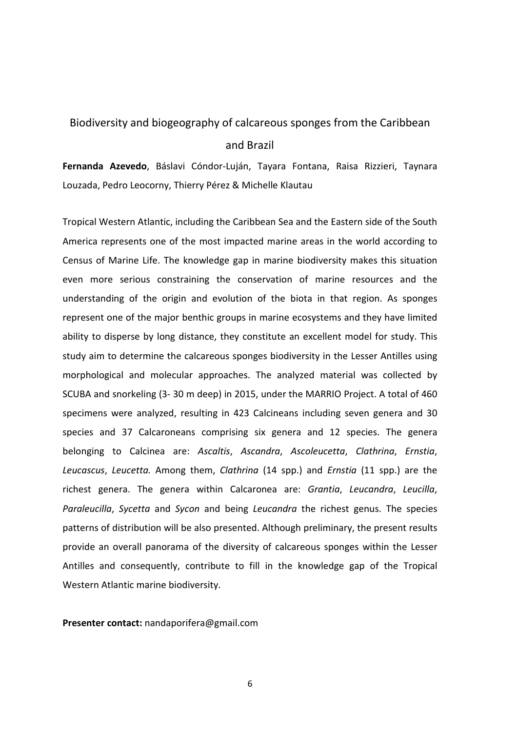## Biodiversity and biogeography of calcareous sponges from the Caribbean and Brazil

**Fernanda Azevedo**, Báslavi Cóndor-Luján, Tayara Fontana, Raisa Rizzieri, Taynara Louzada, Pedro Leocorny, Thierry Pérez & Michelle Klautau

Tropical Western Atlantic, including the Caribbean Sea and the Eastern side of the South America represents one of the most impacted marine areas in the world according to Census of Marine Life. The knowledge gap in marine biodiversity makes this situation even more serious constraining the conservation of marine resources and the understanding of the origin and evolution of the biota in that region. As sponges represent one of the major benthic groups in marine ecosystems and they have limited ability to disperse by long distance, they constitute an excellent model for study. This study aim to determine the calcareous sponges biodiversity in the Lesser Antilles using morphological and molecular approaches. The analyzed material was collected by SCUBA and snorkeling (3- 30 m deep) in 2015, under the MARRIO Project. A total of 460 specimens were analyzed, resulting in 423 Calcineans including seven genera and 30 species and 37 Calcaroneans comprising six genera and 12 species. The genera belonging to Calcinea are: *Ascaltis*, *Ascandra*, *Ascoleucetta*, *Clathrina*, *Ernstia*, *Leucascus*, *Leucetta.* Among them, *Clathrina* (14 spp.) and *Ernstia* (11 spp.) are the richest genera. The genera within Calcaronea are: *Grantia*, *Leucandra*, *Leucilla*, *Paraleucilla*, *Sycetta* and *Sycon* and being *Leucandra* the richest genus. The species patterns of distribution will be also presented. Although preliminary, the present results provide an overall panorama of the diversity of calcareous sponges within the Lesser Antilles and consequently, contribute to fill in the knowledge gap of the Tropical Western Atlantic marine biodiversity.

**Presenter contact:** nandaporifera@gmail.com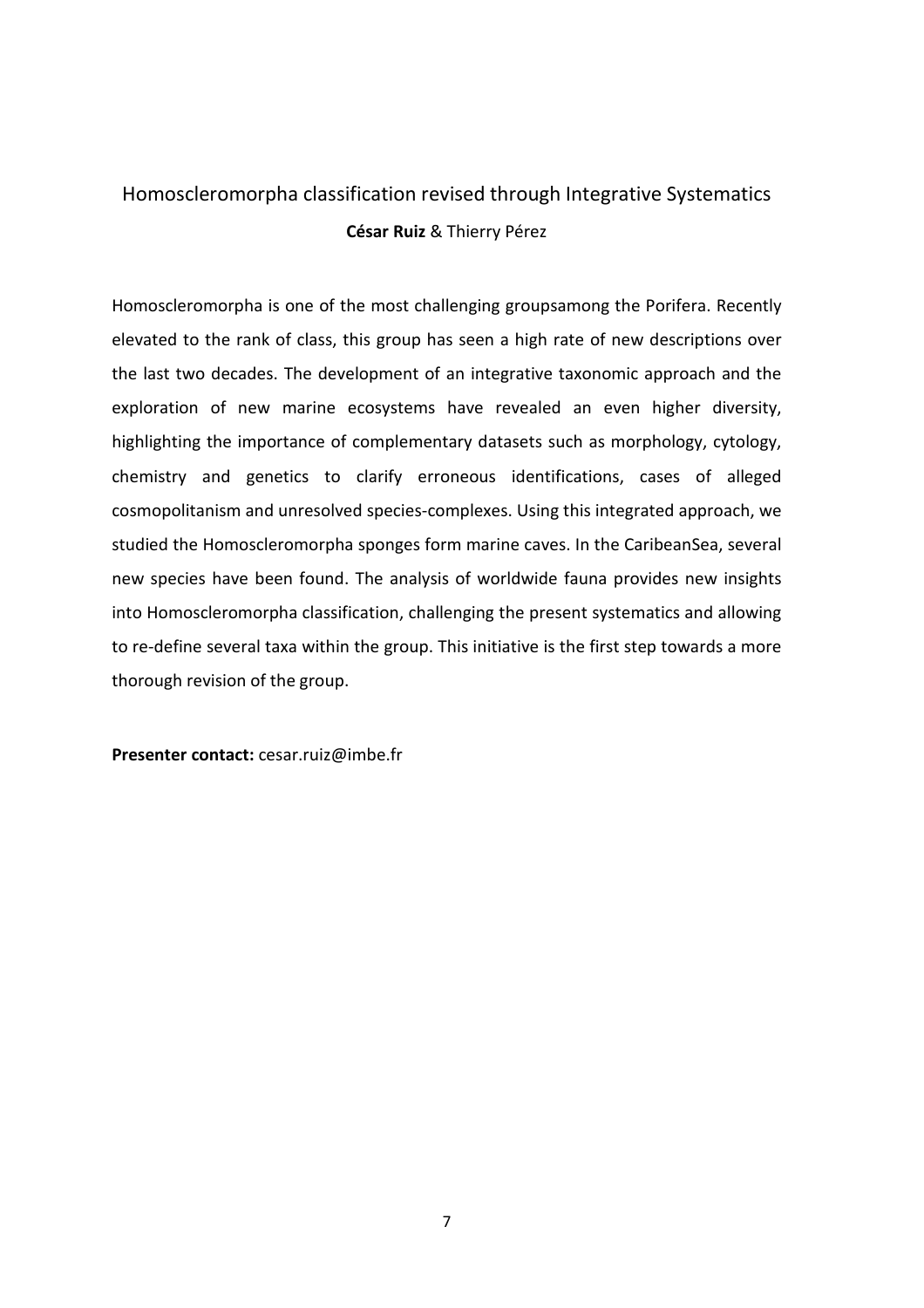## Homoscleromorpha classification revised through Integrative Systematics

**César Ruiz** & Thierry Pérez

Homoscleromorpha is one of the most challenging groupsamong the Porifera. Recently elevated to the rank of class, this group has seen a high rate of new descriptions over the last two decades. The development of an integrative taxonomic approach and the exploration of new marine ecosystems have revealed an even higher diversity, highlighting the importance of complementary datasets such as morphology, cytology, chemistry and genetics to clarify erroneous identifications, cases of alleged cosmopolitanism and unresolved species-complexes. Using this integrated approach, we studied the Homoscleromorpha sponges form marine caves. In the CaribeanSea, several new species have been found. The analysis of worldwide fauna provides new insights into Homoscleromorpha classification, challenging the present systematics and allowing to re-define several taxa within the group. This initiative is the first step towards a more thorough revision of the group.

**Presenter contact:** cesar.ruiz@imbe.fr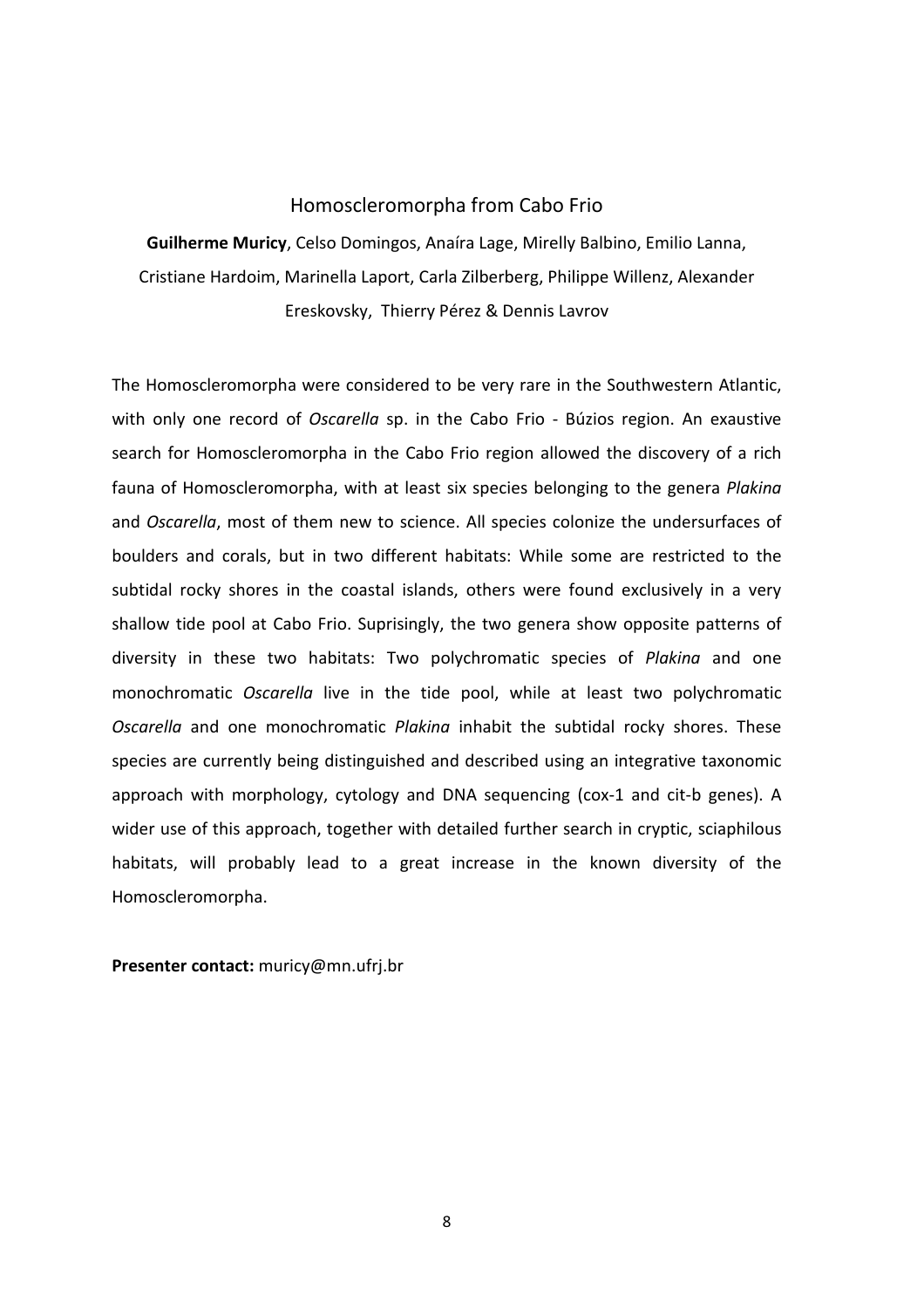# Homoscleromorpha from Cabo Frio

**Guilherme Muricy**, Celso Domingos, Anaíra Lage, Mirelly Balbino, Emilio Lanna, Cristiane Hardoim, Marinella Laport, Carla Zilberberg, Philippe Willenz, Alexander Ereskovsky, Thierry Pérez & Dennis Lavrov

The Homoscleromorpha were considered to be very rare in the Southwestern Atlantic, with only one record of *Oscarella* sp. in the Cabo Frio - Búzios region. An exaustive search for Homoscleromorpha in the Cabo Frio region allowed the discovery of a rich fauna of Homoscleromorpha, with at least six species belonging to the genera *Plakina* and *Oscarella*, most of them new to science. All species colonize the undersurfaces of boulders and corals, but in two different habitats: While some are restricted to the subtidal rocky shores in the coastal islands, others were found exclusively in a very shallow tide pool at Cabo Frio. Suprisingly, the two genera show opposite patterns of diversity in these two habitats: Two polychromatic species of *Plakina* and one monochromatic *Oscarella* live in the tide pool, while at least two polychromatic *Oscarella* and one monochromatic *Plakina* inhabit the subtidal rocky shores. These species are currently being distinguished and described using an integrative taxonomic approach with morphology, cytology and DNA sequencing (cox-1 and cit-b genes). A wider use of this approach, together with detailed further search in cryptic, sciaphilous habitats, will probably lead to a great increase in the known diversity of the Homoscleromorpha.

**Presenter contact:** muricy@mn.ufrj.br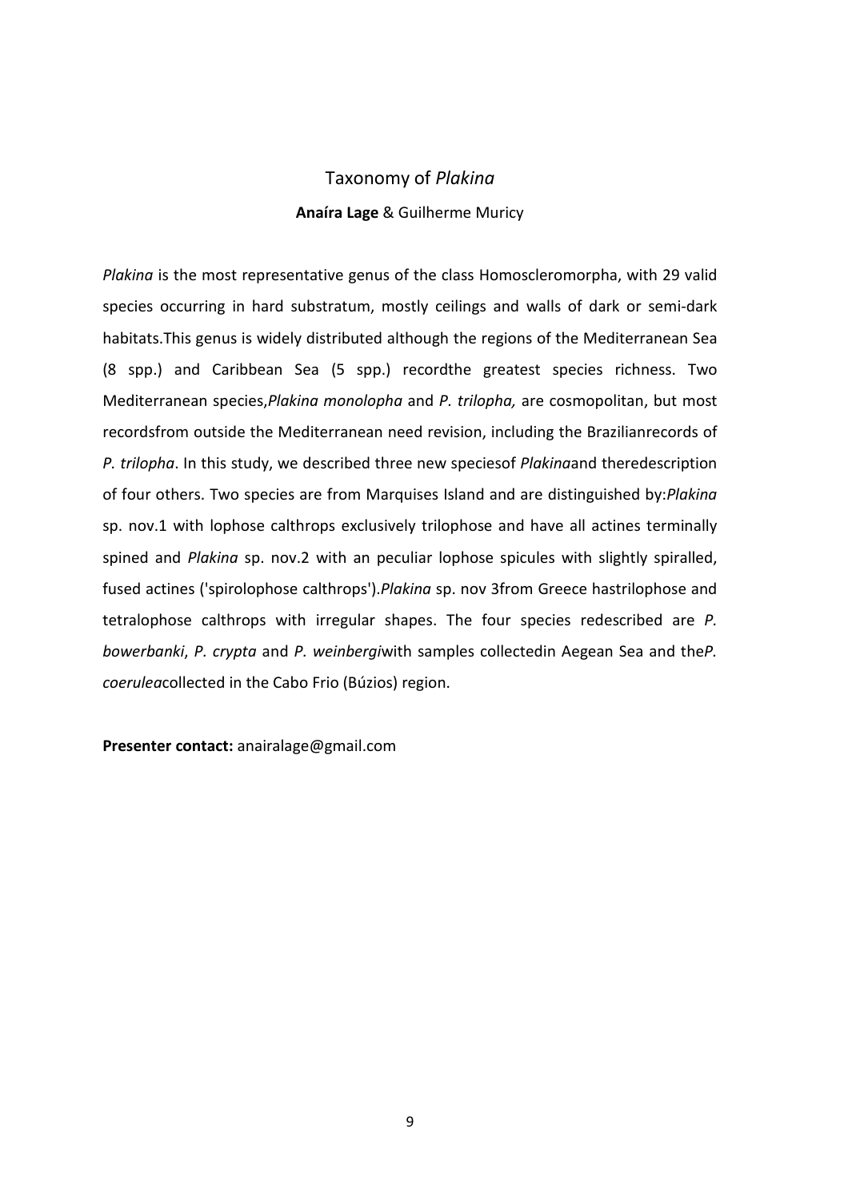# Taxonomy of *Plakina*

**Anaíra Lage** & Guilherme Muricy

*Plakina* is the most representative genus of the class Homoscleromorpha, with 29 valid species occurring in hard substratum, mostly ceilings and walls of dark or semi-dark habitats.This genus is widely distributed although the regions of the Mediterranean Sea (8 spp.) and Caribbean Sea (5 spp.) recordthe greatest species richness. Two Mediterranean species,*Plakina monolopha* and *P. trilopha,* are cosmopolitan, but most recordsfrom outside the Mediterranean need revision, including the Brazilianrecords of *P. trilopha*. In this study, we described three new speciesof *Plakina*and theredescription of four others. Two species are from Marquises Island and are distinguished by:*Plakina* sp. nov.1 with lophose calthrops exclusively trilophose and have all actines terminally spined and *Plakina* sp. nov.2 with an peculiar lophose spicules with slightly spiralled, fused actines ('spirolophose calthrops').*Plakina* sp. nov 3from Greece hastrilophose and tetralophose calthrops with irregular shapes. The four species redescribed are *P. bowerbanki*, *P. crypta* and *P. weinbergi*with samples collectedin Aegean Sea and the*P. coerulea*collected in the Cabo Frio (Búzios) region.

**Presenter contact:** anairalage@gmail.com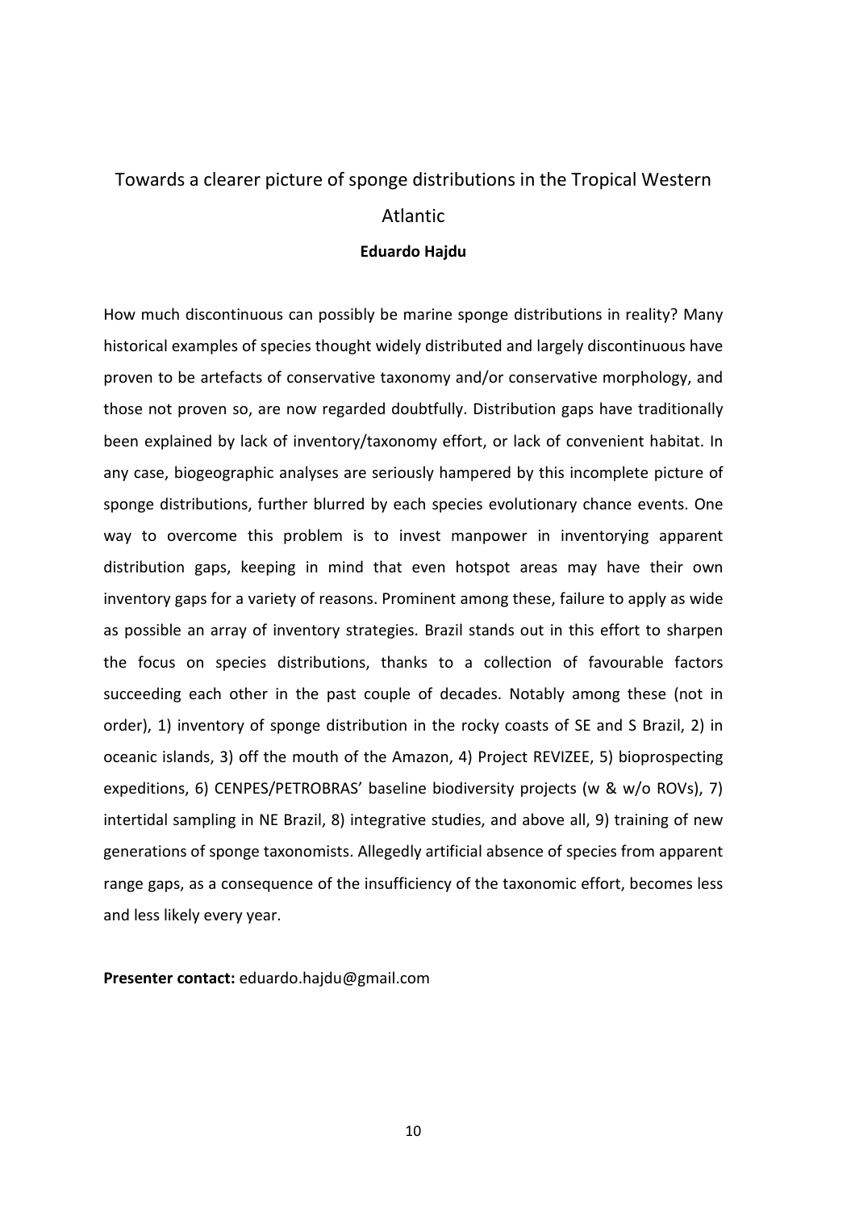# Towards a clearer picture of sponge distributions in the Tropical Western Atlantic

**Eduardo Hajdu**

How much discontinuous can possibly be marine sponge distributions in reality? Many historical examples of species thought widely distributed and largely discontinuous have proven to be artefacts of conservative taxonomy and/or conservative morphology, and those not proven so, are now regarded doubtfully. Distribution gaps have traditionally been explained by lack of inventory/taxonomy effort, or lack of convenient habitat. In any case, biogeographic analyses are seriously hampered by this incomplete picture of sponge distributions, further blurred by each species evolutionary chance events. One way to overcome this problem is to invest manpower in inventorying apparent distribution gaps, keeping in mind that even hotspot areas may have their own inventory gaps for a variety of reasons. Prominent among these, failure to apply as wide as possible an array of inventory strategies. Brazil stands out in this effort to sharpen the focus on species distributions, thanks to a collection of favourable factors succeeding each other in the past couple of decades. Notably among these (not in order), 1) inventory of sponge distribution in the rocky coasts of SE and S Brazil, 2) in oceanic islands, 3) off the mouth of the Amazon, 4) Project REVIZEE, 5) bioprospecting expeditions, 6) CENPES/PETROBRAS' baseline biodiversity projects (w & w/o ROVs), 7) intertidal sampling in NE Brazil, 8) integrative studies, and above all, 9) training of new generations of sponge taxonomists. Allegedly artificial absence of species from apparent range gaps, as a consequence of the insufficiency of the taxonomic effort, becomes less and less likely every year.

**Presenter contact:** eduardo.hajdu@gmail.com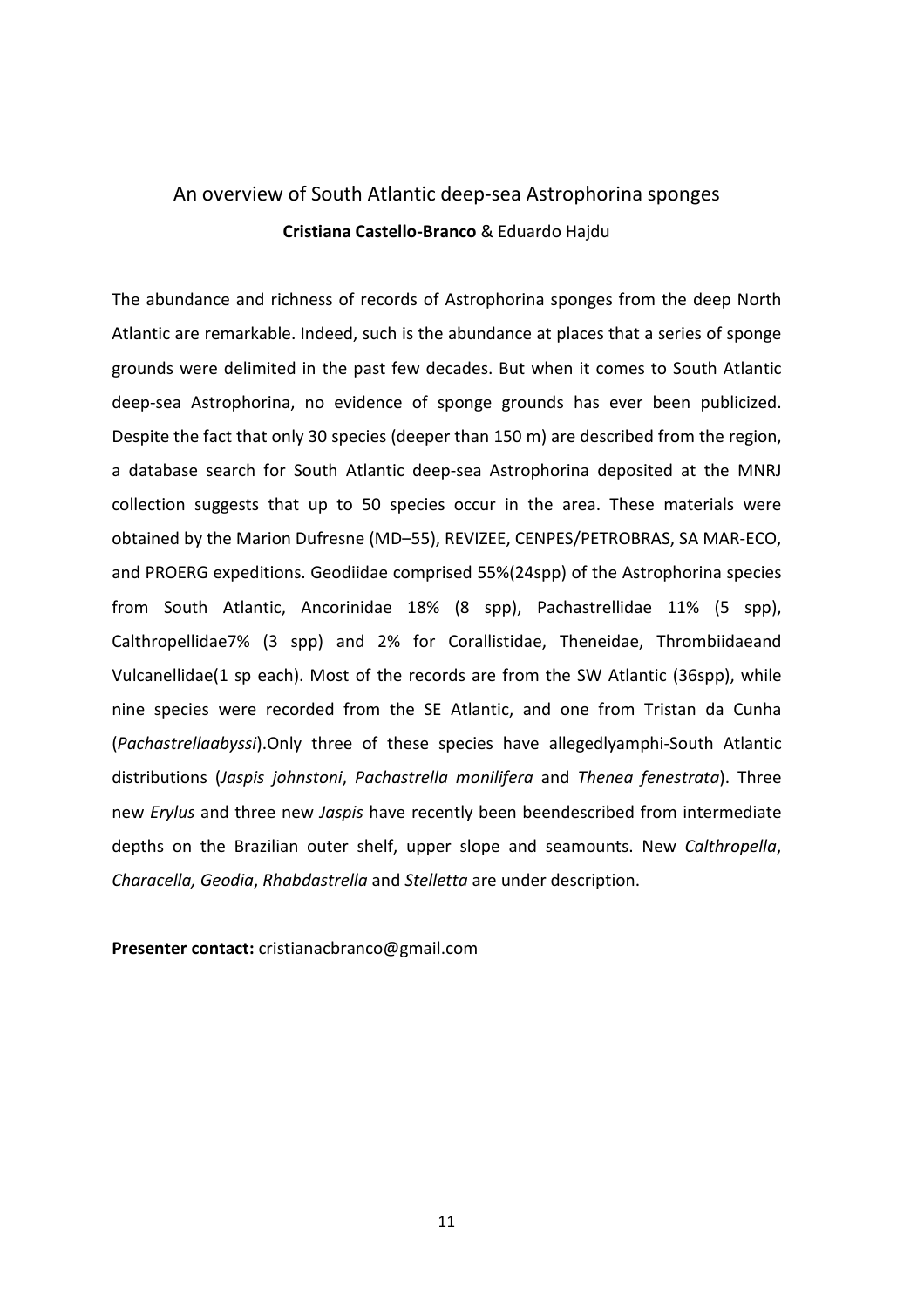## An overview of South Atlantic deep-sea Astrophorina sponges

**Cristiana Castello-Branco** & Eduardo Hajdu

The abundance and richness of records of Astrophorina sponges from the deep North Atlantic are remarkable. Indeed, such is the abundance at places that a series of sponge grounds were delimited in the past few decades. But when it comes to South Atlantic deep-sea Astrophorina, no evidence of sponge grounds has ever been publicized. Despite the fact that only 30 species (deeper than 150 m) are described from the region, a database search for South Atlantic deep-sea Astrophorina deposited at the MNRJ collection suggests that up to 50 species occur in the area. These materials were obtained by the Marion Dufresne (MD–55), REVIZEE, CENPES/PETROBRAS, SA MAR-ECO, and PROERG expeditions. Geodiidae comprised 55%(24spp) of the Astrophorina species from South Atlantic, Ancorinidae 18% (8 spp), Pachastrellidae 11% (5 spp), Calthropellidae7% (3 spp) and 2% for Corallistidae, Theneidae, Thrombiidaeand Vulcanellidae(1 sp each). Most of the records are from the SW Atlantic (36spp), while nine species were recorded from the SE Atlantic, and one from Tristan da Cunha (*Pachastrellaabyssi*).Only three of these species have allegedlyamphi-South Atlantic distributions (*Jaspis johnstoni*, *Pachastrella monilifera* and *Thenea fenestrata*). Three new *Erylus* and three new *Jaspis* have recently been beendescribed from intermediate depths on the Brazilian outer shelf, upper slope and seamounts. New *Calthropella*, *Characella, Geodia*, *Rhabdastrella* and *Stelletta* are under description.

**Presenter contact:** cristianacbranco@gmail.com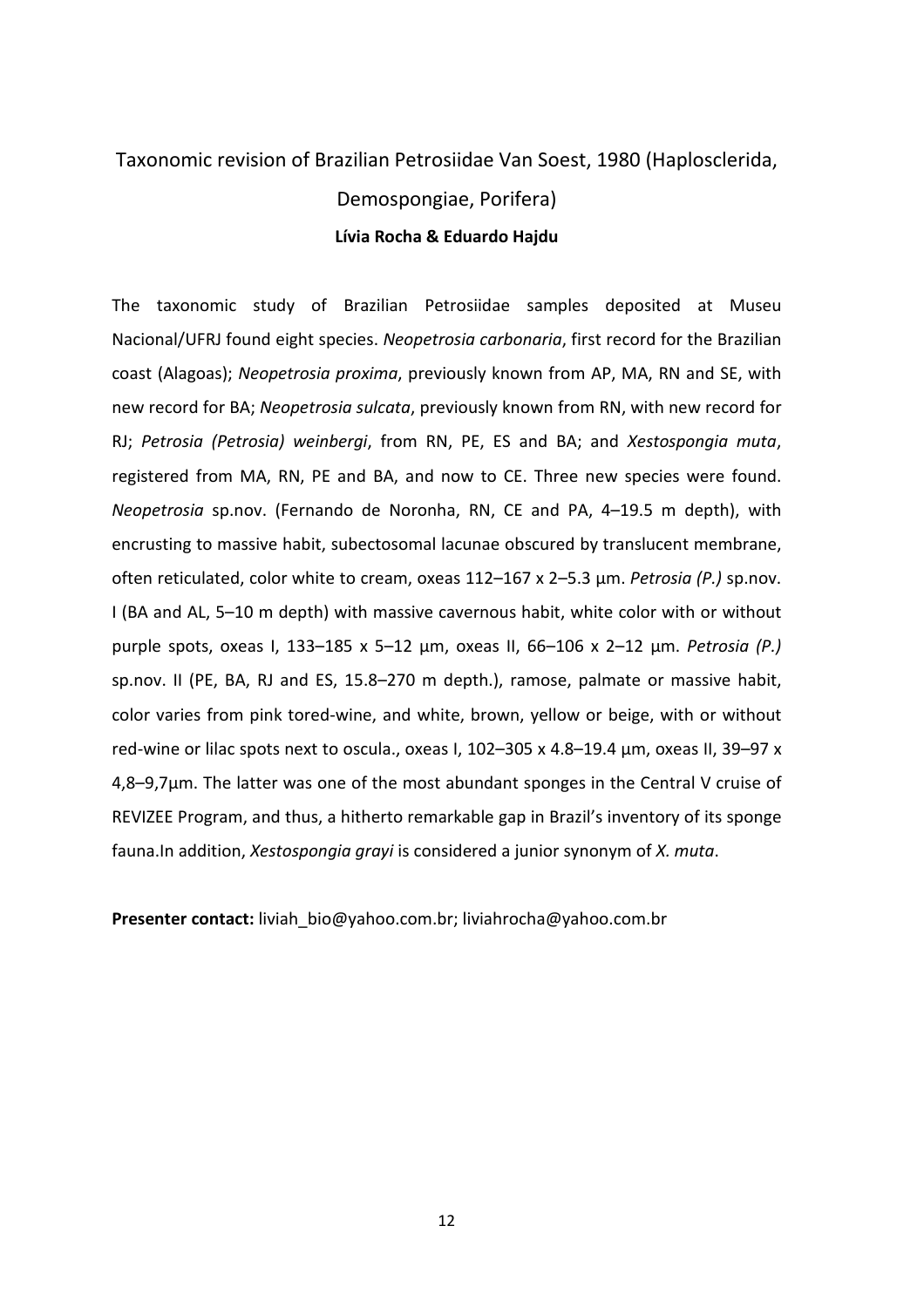# Taxonomic revision of Brazilian Petrosiidae Van Soest, 1980 (Haplosclerida, Demospongiae, Porifera)

**Lívia Rocha & Eduardo Hajdu**

The taxonomic study of Brazilian Petrosiidae samples deposited at Museu Nacional/UFRJ found eight species. *Neopetrosia carbonaria*, first record for the Brazilian coast (Alagoas); *Neopetrosia proxima*, previously known from AP, MA, RN and SE, with new record for BA; *Neopetrosia sulcata*, previously known from RN, with new record for RJ; *Petrosia (Petrosia) weinbergi*, from RN, PE, ES and BA; and *Xestospongia muta*, registered from MA, RN, PE and BA, and now to CE. Three new species were found. *Neopetrosia* sp.nov. (Fernando de Noronha, RN, CE and PA, 4–19.5 m depth), with encrusting to massive habit, subectosomal lacunae obscured by translucent membrane, often reticulated, color white to cream, oxeas 112–167 x 2–5.3 µm. *Petrosia (P.)* sp.nov. I (BA and AL, 5–10 m depth) with massive cavernous habit, white color with or without purple spots, oxeas I, 133–185 x 5–12 µm, oxeas II, 66–106 x 2–12 µm. *Petrosia (P.)* sp.nov. II (PE, BA, RJ and ES, 15.8–270 m depth.), ramose, palmate or massive habit, color varies from pink tored-wine, and white, brown, yellow or beige, with or without red-wine or lilac spots next to oscula., oxeas I, 102–305 x 4.8–19.4 µm, oxeas II, 39–97 x 4,8–9,7µm. The latter was one of the most abundant sponges in the Central V cruise of REVIZEE Program, and thus, a hitherto remarkable gap in Brazil's inventory of its sponge fauna.In addition, *Xestospongia grayi* is considered a junior synonym of *X. muta*.

**Presenter contact:** liviah_bio@yahoo.com.br; liviahrocha@yahoo.com.br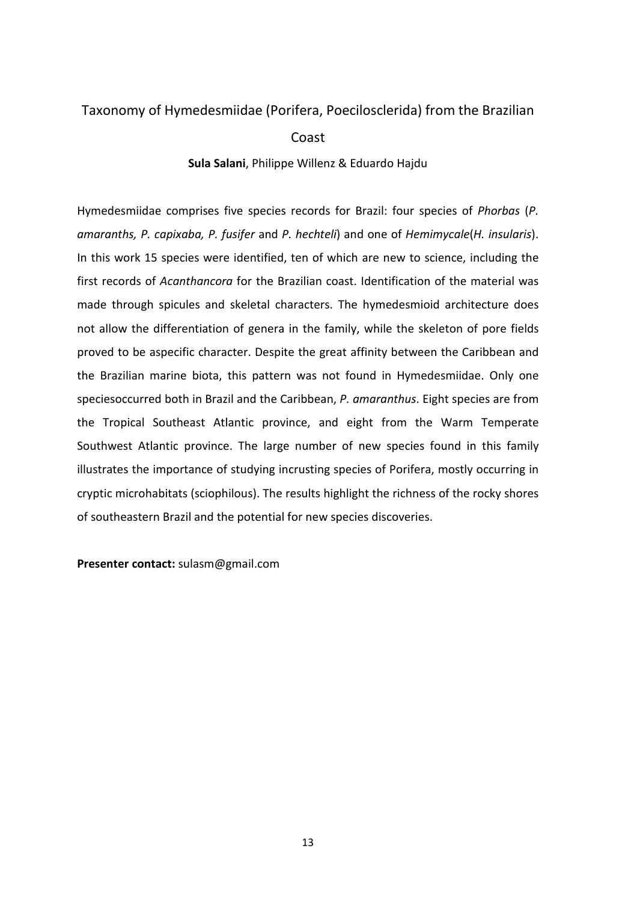# Taxonomy of Hymedesmiidae (Porifera, Poecilosclerida) from the Brazilian Coast

**Sula Salani**, Philippe Willenz & Eduardo Hajdu

Hymedesmiidae comprises five species records for Brazil: four species of *Phorbas* (*P. amaranths, P. capixaba, P. fusifer* and *P. hechteli*) and one of *Hemimycale*(*H. insularis*). In this work 15 species were identified, ten of which are new to science, including the first records of *Acanthancora* for the Brazilian coast. Identification of the material was made through spicules and skeletal characters. The hymedesmioid architecture does not allow the differentiation of genera in the family, while the skeleton of pore fields proved to be aspecific character. Despite the great affinity between the Caribbean and the Brazilian marine biota, this pattern was not found in Hymedesmiidae. Only one speciesoccurred both in Brazil and the Caribbean, *P. amaranthus*. Eight species are from the Tropical Southeast Atlantic province, and eight from the Warm Temperate Southwest Atlantic province. The large number of new species found in this family illustrates the importance of studying incrusting species of Porifera, mostly occurring in cryptic microhabitats (sciophilous). The results highlight the richness of the rocky shores of southeastern Brazil and the potential for new species discoveries.

**Presenter contact:** sulasm@gmail.com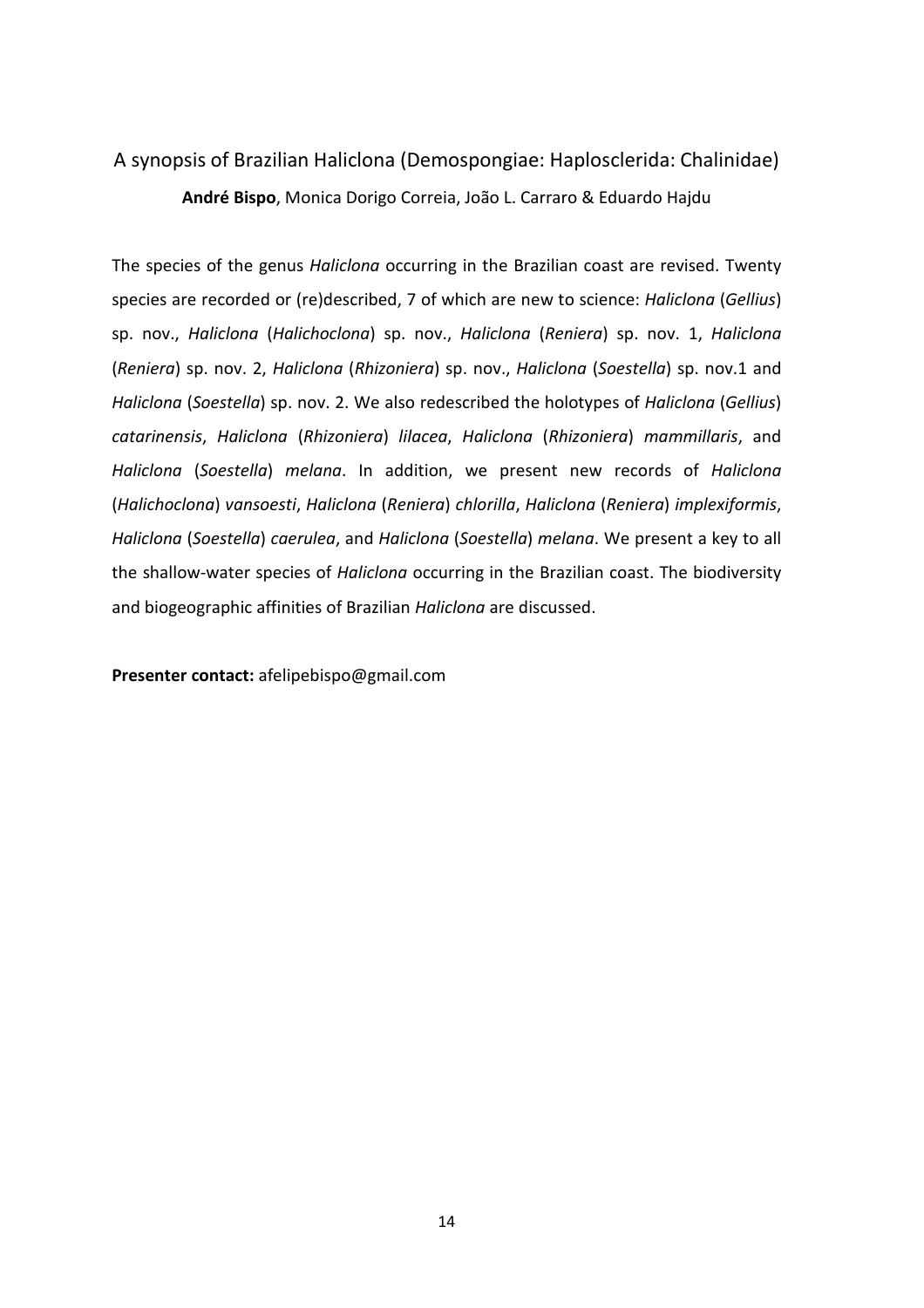## A synopsis of Brazilian Haliclona (Demospongiae: Haplosclerida: Chalinidae)

**André Bispo**, Monica Dorigo Correia, João L. Carraro & Eduardo Hajdu

The species of the genus *Haliclona* occurring in the Brazilian coast are revised. Twenty species are recorded or (re)described, 7 of which are new to science: *Haliclona* (*Gellius*) sp. nov., *Haliclona* (*Halichoclona*) sp. nov., *Haliclona* (*Reniera*) sp. nov. 1, *Haliclona* (*Reniera*) sp. nov. 2, *Haliclona* (*Rhizoniera*) sp. nov., *Haliclona* (*Soestella*) sp. nov.1 and *Haliclona* (*Soestella*) sp. nov. 2. We also redescribed the holotypes of *Haliclona* (*Gellius*) *catarinensis*, *Haliclona* (*Rhizoniera*) *lilacea*, *Haliclona* (*Rhizoniera*) *mammillaris*, and *Haliclona* (*Soestella*) *melana*. In addition, we present new records of *Haliclona* (*Halichoclona*) *vansoesti*, *Haliclona* (*Reniera*) *chlorilla*, *Haliclona* (*Reniera*) *implexiformis*, *Haliclona* (*Soestella*) *caerulea*, and *Haliclona* (*Soestella*) *melana*. We present a key to all the shallow-water species of *Haliclona* occurring in the Brazilian coast. The biodiversity and biogeographic affinities of Brazilian *Haliclona* are discussed.

**Presenter contact:** afelipebispo@gmail.com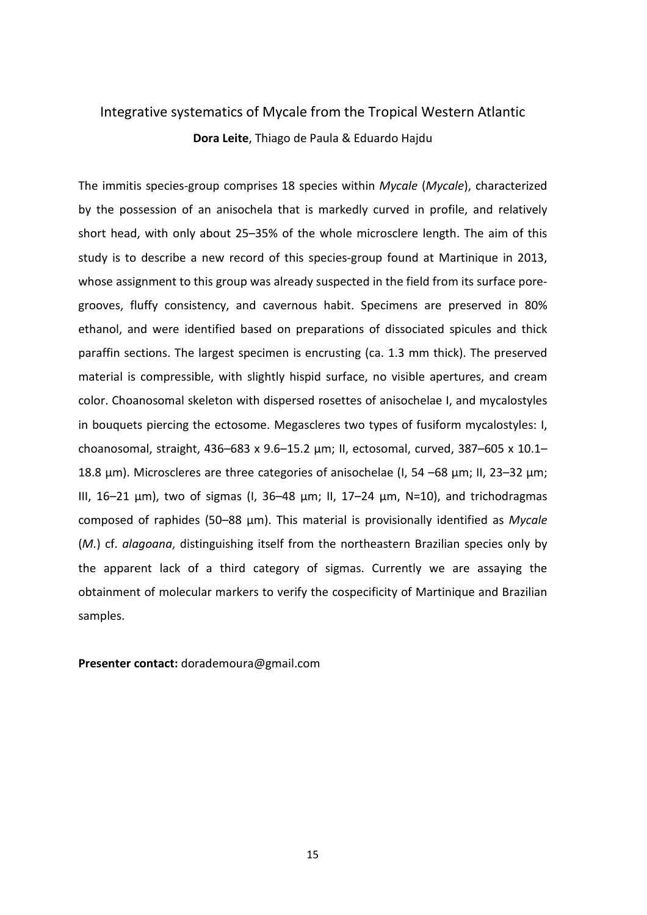## Integrative systematics of Mycale from the Tropical Western Atlantic

**Dora Leite**, Thiago de Paula & Eduardo Hajdu

The immitis species-group comprises 18 species within *Mycale* (*Mycale*), characterized by the possession of an anisochela that is markedly curved in profile, and relatively short head, with only about 25–35% of the whole microsclere length. The aim of this study is to describe a new record of this species-group found at Martinique in 2013, whose assignment to this group was already suspected in the field from its surface pore-grooves, fluffy consistency, and cavernous habit. Specimens are preserved in 80% ethanol, and were identified based on preparations of dissociated spicules and thick paraffin sections. The largest specimen is encrusting (ca. 1.3 mm thick). The preserved material is compressible, with slightly hispid surface, no visible apertures, and cream color. Choanosomal skeleton with dispersed rosettes of anisochelae I, and mycalostyles in bouquets piercing the ectosome. Megascleres two types of fusiform mycalostyles: I, choanosomal, straight, 436–683 x 9.6–15.2 µm; II, ectosomal, curved, 387–605 x 10.1–18.8 µm). Microscleres are three categories of anisochelae (I, 54 –68 µm; II, 23–32 µm; III, 16–21 µm), two of sigmas (I, 36–48 µm; II, 17–24 µm, N=10), and trichodragmas composed of raphides (50–88 µm). This material is provisionally identified as *Mycale* (*M.*) cf. *alagoana*, distinguishing itself from the northeastern Brazilian species only by the apparent lack of a third category of sigmas. Currently we are assaying the obtainment of molecular markers to verify the cospecificity of Martinique and Brazilian samples.

**Presenter contact:** dorademoura@gmail.com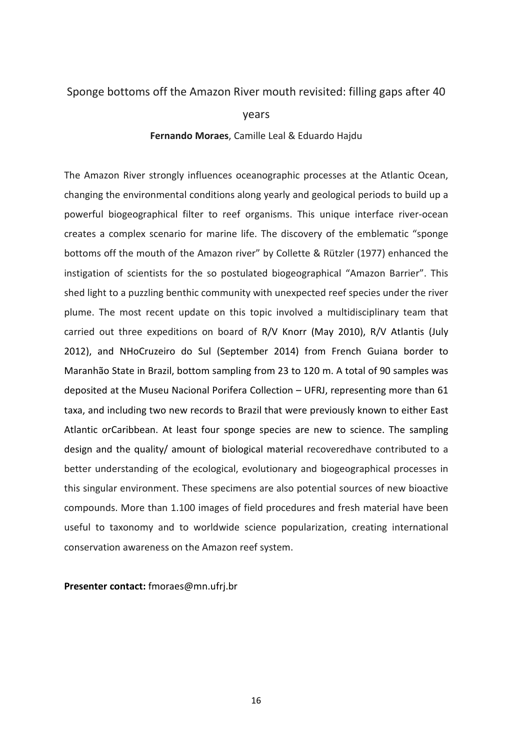## Sponge bottoms off the Amazon River mouth revisited: filling gaps after 40 years

**Fernando Moraes**, Camille Leal & Eduardo Hajdu

The Amazon River strongly influences oceanographic processes at the Atlantic Ocean, changing the environmental conditions along yearly and geological periods to build up a powerful biogeographical filter to reef organisms. This unique interface river-ocean creates a complex scenario for marine life. The discovery of the emblematic "sponge bottoms off the mouth of the Amazon river" by Collette & Rützler (1977) enhanced the instigation of scientists for the so postulated biogeographical "Amazon Barrier". This shed light to a puzzling benthic community with unexpected reef species under the river plume. The most recent update on this topic involved a multidisciplinary team that carried out three expeditions on board of R/V Knorr (May 2010), R/V Atlantis (July 2012), and NHoCruzeiro do Sul (September 2014) from French Guiana border to Maranhão State in Brazil, bottom sampling from 23 to 120 m. A total of 90 samples was deposited at the Museu Nacional Porifera Collection – UFRJ, representing more than 61 taxa, and including two new records to Brazil that were previously known to either East Atlantic orCaribbean. At least four sponge species are new to science. The sampling design and the quality/ amount of biological material recoveredhave contributed to a better understanding of the ecological, evolutionary and biogeographical processes in this singular environment. These specimens are also potential sources of new bioactive compounds. More than 1.100 images of field procedures and fresh material have been useful to taxonomy and to worldwide science popularization, creating international conservation awareness on the Amazon reef system.

**Presenter contact:** fmoraes@mn.ufrj.br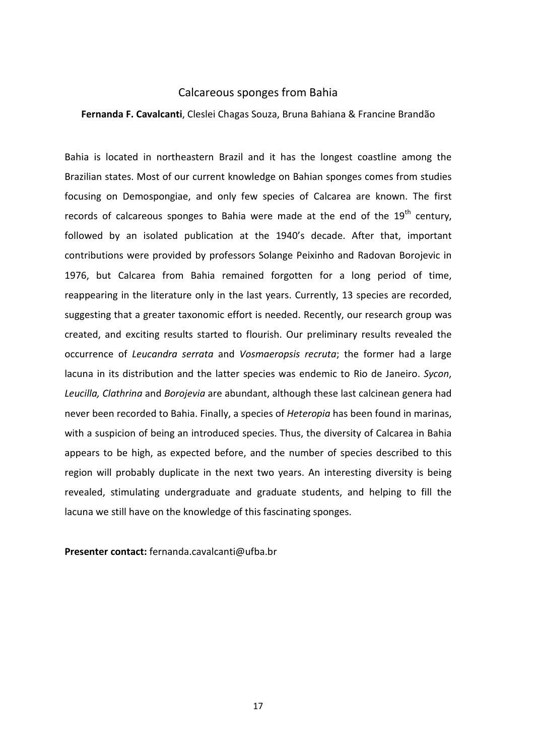# Calcareous sponges from Bahia

**Fernanda F. Cavalcanti**, Cleslei Chagas Souza, Bruna Bahiana & Francine Brandão

Bahia is located in northeastern Brazil and it has the longest coastline among the Brazilian states. Most of our current knowledge on Bahian sponges comes from studies focusing on Demospongiae, and only few species of Calcarea are known. The first records of calcareous sponges to Bahia were made at the end of the $19^{th}$ century, followed by an isolated publication at the 1940's decade. After that, important contributions were provided by professors Solange Peixinho and Radovan Borojevic in 1976, but Calcarea from Bahia remained forgotten for a long period of time, reappearing in the literature only in the last years. Currently, 13 species are recorded, suggesting that a greater taxonomic effort is needed. Recently, our research group was created, and exciting results started to flourish. Our preliminary results revealed the occurrence of *Leucandra serrata* and *Vosmaeropsis recruta*; the former had a large lacuna in its distribution and the latter species was endemic to Rio de Janeiro. *Sycon*, *Leucilla, Clathrina* and *Borojevia* are abundant, although these last calcinean genera had never been recorded to Bahia. Finally, a species of *Heteropia* has been found in marinas, with a suspicion of being an introduced species. Thus, the diversity of Calcarea in Bahia appears to be high, as expected before, and the number of species described to this region will probably duplicate in the next two years. An interesting diversity is being revealed, stimulating undergraduate and graduate students, and helping to fill the lacuna we still have on the knowledge of this fascinating sponges.

**Presenter contact:** fernanda.cavalcanti@ufba.br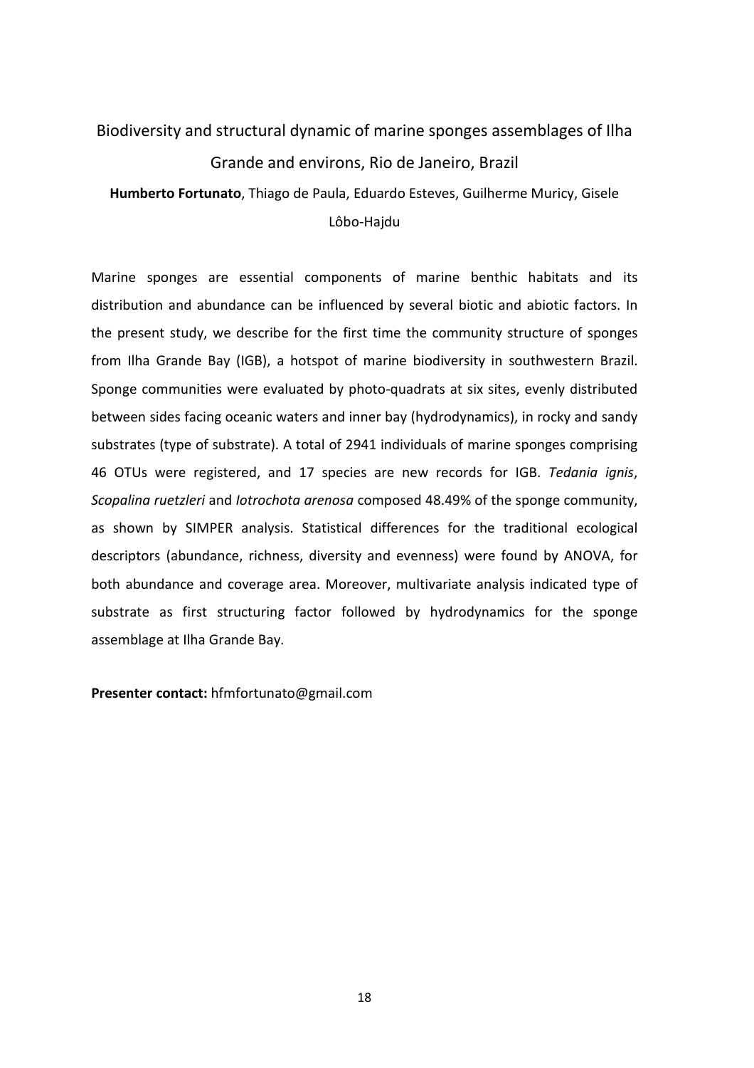# Biodiversity and structural dynamic of marine sponges assemblages of Ilha Grande and environs, Rio de Janeiro, Brazil

**Humberto Fortunato**, Thiago de Paula, Eduardo Esteves, Guilherme Muricy, Gisele Lôbo-Hajdu

Marine sponges are essential components of marine benthic habitats and its distribution and abundance can be influenced by several biotic and abiotic factors. In the present study, we describe for the first time the community structure of sponges from Ilha Grande Bay (IGB), a hotspot of marine biodiversity in southwestern Brazil. Sponge communities were evaluated by photo-quadrats at six sites, evenly distributed between sides facing oceanic waters and inner bay (hydrodynamics), in rocky and sandy substrates (type of substrate). A total of 2941 individuals of marine sponges comprising 46 OTUs were registered, and 17 species are new records for IGB. *Tedania ignis*, *Scopalina ruetzleri* and *Iotrochota arenosa* composed 48.49% of the sponge community, as shown by SIMPER analysis. Statistical differences for the traditional ecological descriptors (abundance, richness, diversity and evenness) were found by ANOVA, for both abundance and coverage area. Moreover, multivariate analysis indicated type of substrate as first structuring factor followed by hydrodynamics for the sponge assemblage at Ilha Grande Bay.

**Presenter contact:** hfmfortunato@gmail.com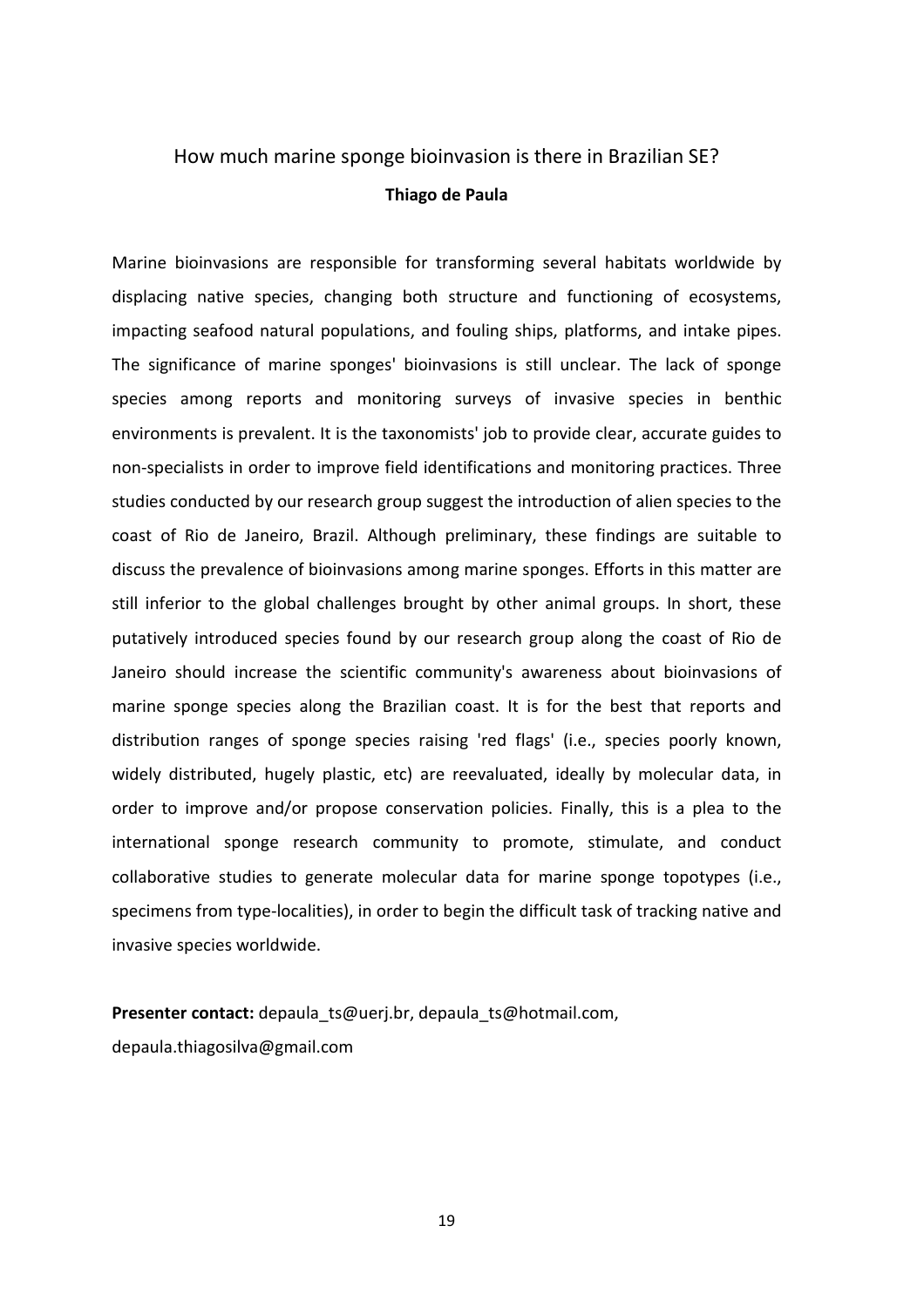# How much marine sponge bioinvasion is there in Brazilian SE?

**Thiago de Paula**

Marine bioinvasions are responsible for transforming several habitats worldwide by displacing native species, changing both structure and functioning of ecosystems, impacting seafood natural populations, and fouling ships, platforms, and intake pipes. The significance of marine sponges' bioinvasions is still unclear. The lack of sponge species among reports and monitoring surveys of invasive species in benthic environments is prevalent. It is the taxonomists' job to provide clear, accurate guides to non-specialists in order to improve field identifications and monitoring practices. Three studies conducted by our research group suggest the introduction of alien species to the coast of Rio de Janeiro, Brazil. Although preliminary, these findings are suitable to discuss the prevalence of bioinvasions among marine sponges. Efforts in this matter are still inferior to the global challenges brought by other animal groups. In short, these putatively introduced species found by our research group along the coast of Rio de Janeiro should increase the scientific community's awareness about bioinvasions of marine sponge species along the Brazilian coast. It is for the best that reports and distribution ranges of sponge species raising 'red flags' (i.e., species poorly known, widely distributed, hugely plastic, etc) are reevaluated, ideally by molecular data, in order to improve and/or propose conservation policies. Finally, this is a plea to the international sponge research community to promote, stimulate, and conduct collaborative studies to generate molecular data for marine sponge topotypes (i.e., specimens from type-localities), in order to begin the difficult task of tracking native and invasive species worldwide.

**Presenter contact:** depaula_ts@uerj.br, depaula_ts@hotmail.com, depaula.thiagosilva@gmail.com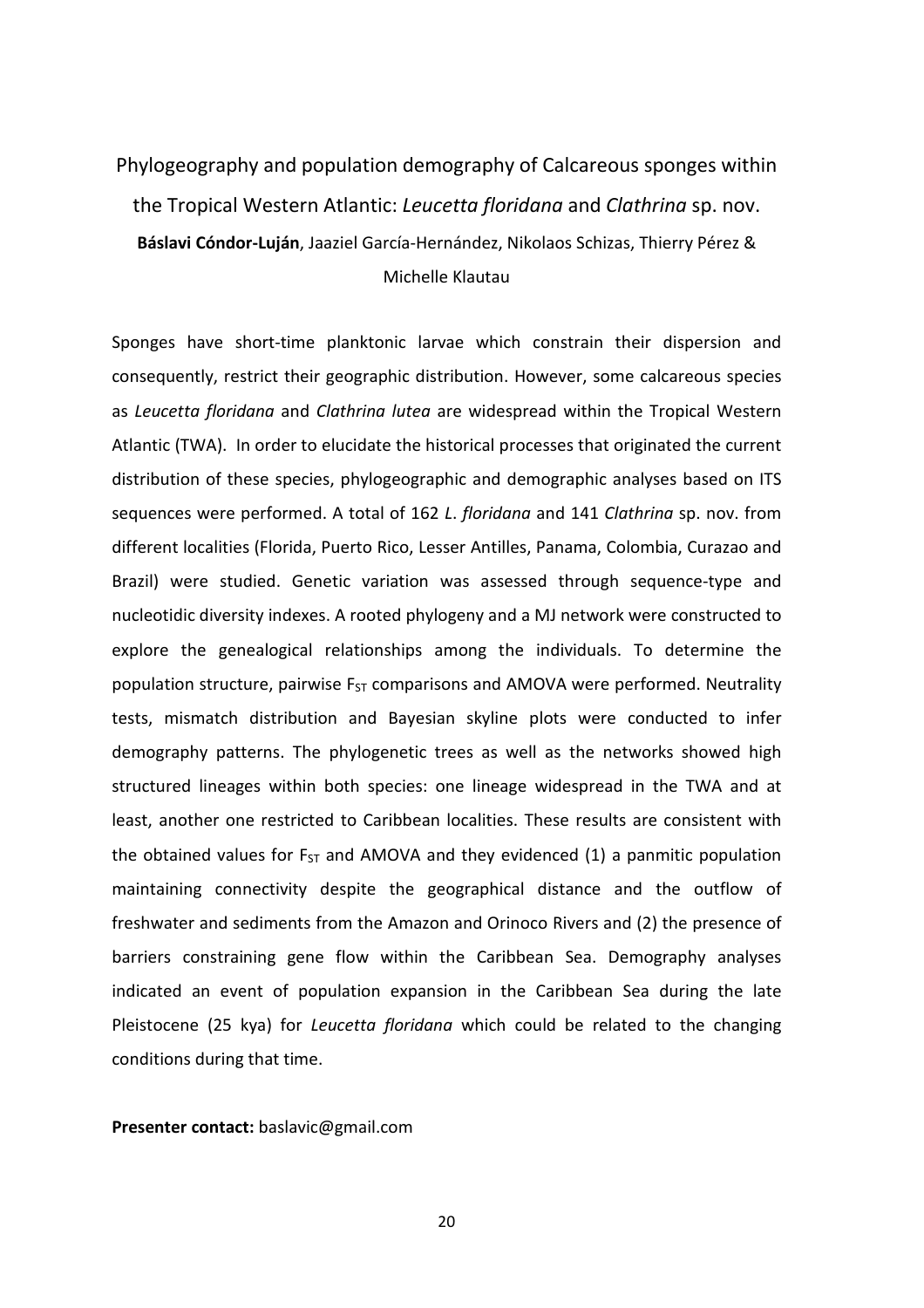# Phylogeography and population demography of Calcareous sponges within the Tropical Western Atlantic: *Leucetta floridana* and *Clathrina* sp. nov.

**Báslavi Cóndor-Luján**, Jaaziel García-Hernández, Nikolaos Schizas, Thierry Pérez & Michelle Klautau

Sponges have short-time planktonic larvae which constrain their dispersion and consequently, restrict their geographic distribution. However, some calcareous species as *Leucetta floridana* and *Clathrina lutea* are widespread within the Tropical Western Atlantic (TWA). In order to elucidate the historical processes that originated the current distribution of these species, phylogeographic and demographic analyses based on ITS sequences were performed. A total of 162 *L. floridana* and 141 *Clathrina* sp. nov. from different localities (Florida, Puerto Rico, Lesser Antilles, Panama, Colombia, Curazao and Brazil) were studied. Genetic variation was assessed through sequence-type and nucleotidic diversity indexes. A rooted phylogeny and a MJ network were constructed to explore the genealogical relationships among the individuals. To determine the population structure, pairwise $F_{ST}$ comparisons and AMOVA were performed. Neutrality tests, mismatch distribution and Bayesian skyline plots were conducted to infer demography patterns. The phylogenetic trees as well as the networks showed high structured lineages within both species: one lineage widespread in the TWA and at least, another one restricted to Caribbean localities. These results are consistent with the obtained values for $F_{ST}$ and AMOVA and they evidenced (1) a panmitic population maintaining connectivity despite the geographical distance and the outflow of freshwater and sediments from the Amazon and Orinoco Rivers and (2) the presence of barriers constraining gene flow within the Caribbean Sea. Demography analyses indicated an event of population expansion in the Caribbean Sea during the late Pleistocene (25 kya) for *Leucetta floridana* which could be related to the changing conditions during that time.

**Presenter contact:** baslavic@gmail.com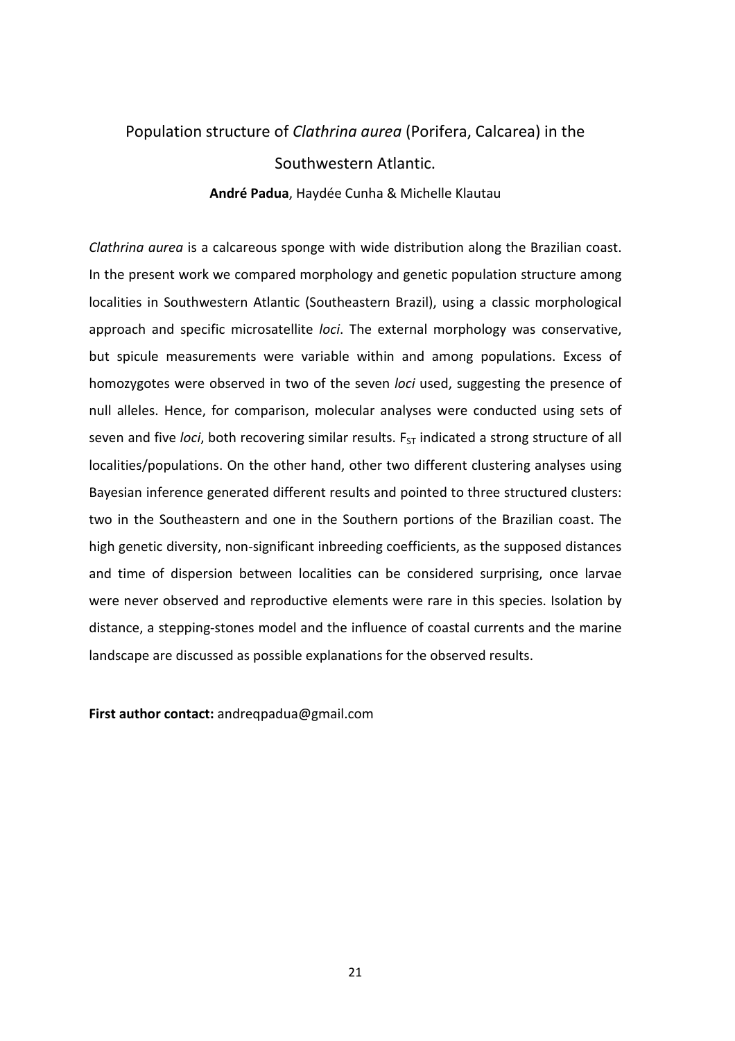# Population structure of *Clathrina aurea* (Porifera, Calcarea) in the Southwestern Atlantic.

**André Padua**, Haydée Cunha & Michelle Klautau

*Clathrina aurea* is a calcareous sponge with wide distribution along the Brazilian coast. In the present work we compared morphology and genetic population structure among localities in Southwestern Atlantic (Southeastern Brazil), using a classic morphological approach and specific microsatellite *loci*. The external morphology was conservative, but spicule measurements were variable within and among populations. Excess of homozygotes were observed in two of the seven *loci* used, suggesting the presence of null alleles. Hence, for comparison, molecular analyses were conducted using sets of seven and five *loci*, both recovering similar results. $F_{ST}$ indicated a strong structure of all localities/populations. On the other hand, other two different clustering analyses using Bayesian inference generated different results and pointed to three structured clusters: two in the Southeastern and one in the Southern portions of the Brazilian coast. The high genetic diversity, non-significant inbreeding coefficients, as the supposed distances and time of dispersion between localities can be considered surprising, once larvae were never observed and reproductive elements were rare in this species. Isolation by distance, a stepping-stones model and the influence of coastal currents and the marine landscape are discussed as possible explanations for the observed results.

**First author contact:** andreqpadua@gmail.com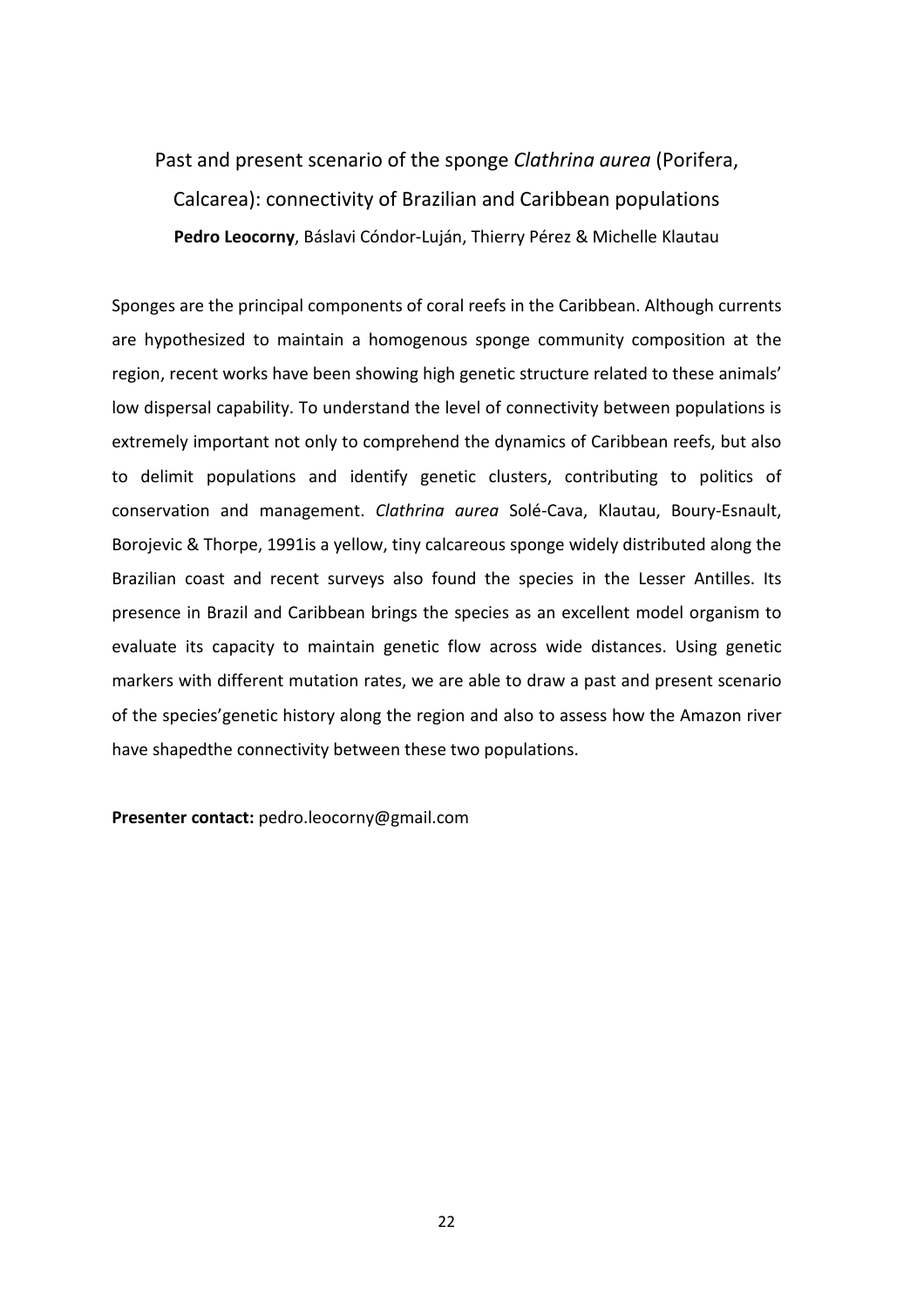# Past and present scenario of the sponge *Clathrina aurea* (Porifera, Calcarea): connectivity of Brazilian and Caribbean populations

**Pedro Leocorny**, Báslavi Cóndor-Luján, Thierry Pérez & Michelle Klautau

Sponges are the principal components of coral reefs in the Caribbean. Although currents are hypothesized to maintain a homogenous sponge community composition at the region, recent works have been showing high genetic structure related to these animals' low dispersal capability. To understand the level of connectivity between populations is extremely important not only to comprehend the dynamics of Caribbean reefs, but also to delimit populations and identify genetic clusters, contributing to politics of conservation and management. *Clathrina aurea* Solé-Cava, Klautau, Boury-Esnault, Borojevic & Thorpe, 1991is a yellow, tiny calcareous sponge widely distributed along the Brazilian coast and recent surveys also found the species in the Lesser Antilles. Its presence in Brazil and Caribbean brings the species as an excellent model organism to evaluate its capacity to maintain genetic flow across wide distances. Using genetic markers with different mutation rates, we are able to draw a past and present scenario of the species'genetic history along the region and also to assess how the Amazon river have shapedthe connectivity between these two populations.

**Presenter contact:** pedro.leocorny@gmail.com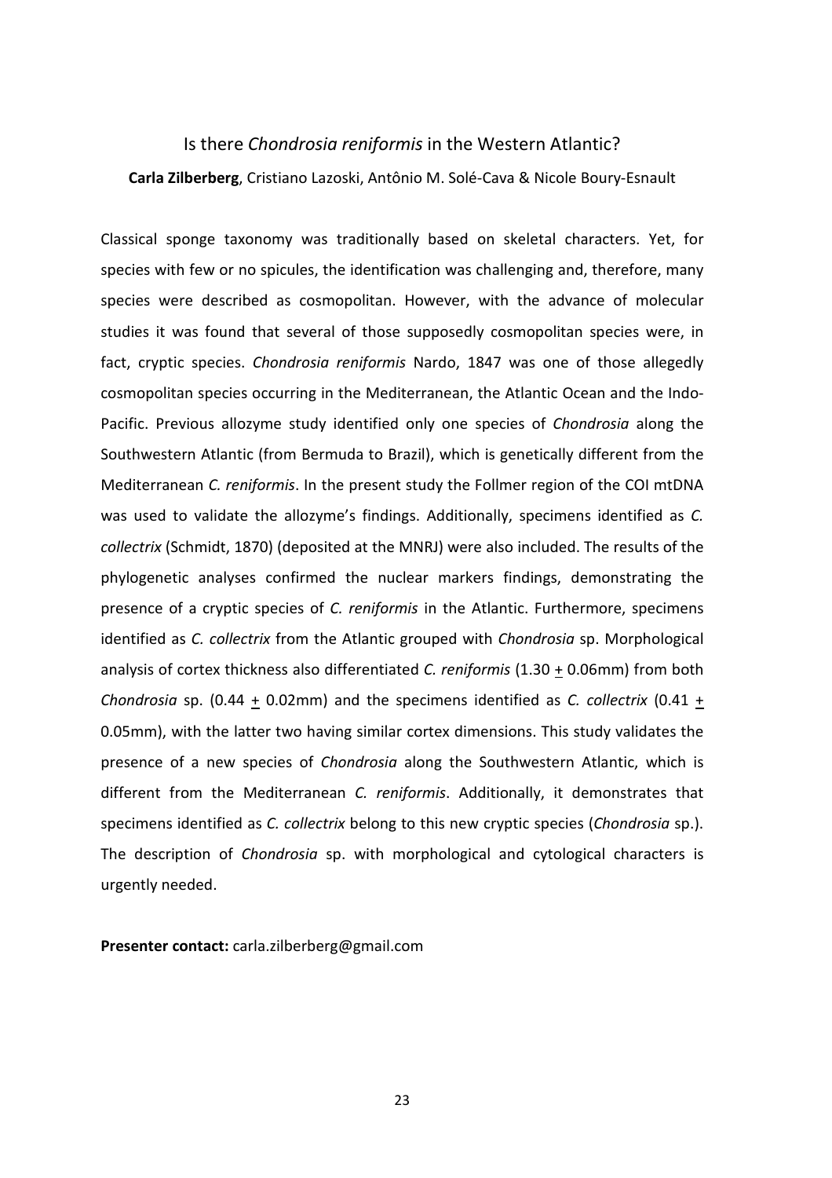## Is there *Chondrosia reniformis* in the Western Atlantic?

**Carla Zilberberg**, Cristiano Lazoski, Antônio M. Solé-Cava & Nicole Boury-Esnault

Classical sponge taxonomy was traditionally based on skeletal characters. Yet, for species with few or no spicules, the identification was challenging and, therefore, many species were described as cosmopolitan. However, with the advance of molecular studies it was found that several of those supposedly cosmopolitan species were, in fact, cryptic species. *Chondrosia reniformis* Nardo, 1847 was one of those allegedly cosmopolitan species occurring in the Mediterranean, the Atlantic Ocean and the Indo-Pacific. Previous allozyme study identified only one species of *Chondrosia* along the Southwestern Atlantic (from Bermuda to Brazil), which is genetically different from the Mediterranean *C. reniformis*. In the present study the Follmer region of the COI mtDNA was used to validate the allozyme's findings. Additionally, specimens identified as *C. collectrix* (Schmidt, 1870) (deposited at the MNRJ) were also included. The results of the phylogenetic analyses confirmed the nuclear markers findings, demonstrating the presence of a cryptic species of *C. reniformis* in the Atlantic. Furthermore, specimens identified as *C. collectrix* from the Atlantic grouped with *Chondrosia* sp. Morphological analysis of cortex thickness also differentiated *C. reniformis* ($1.30 \pm 0.06$mm) from both *Chondrosia* sp. ($0.44 \pm 0.02$mm) and the specimens identified as *C. collectrix* ($0.41 \pm 0.05$mm), with the latter two having similar cortex dimensions. This study validates the presence of a new species of *Chondrosia* along the Southwestern Atlantic, which is different from the Mediterranean *C. reniformis*. Additionally, it demonstrates that specimens identified as *C. collectrix* belong to this new cryptic species (*Chondrosia* sp.). The description of *Chondrosia* sp. with morphological and cytological characters is urgently needed.

**Presenter contact:** carla.zilberberg@gmail.com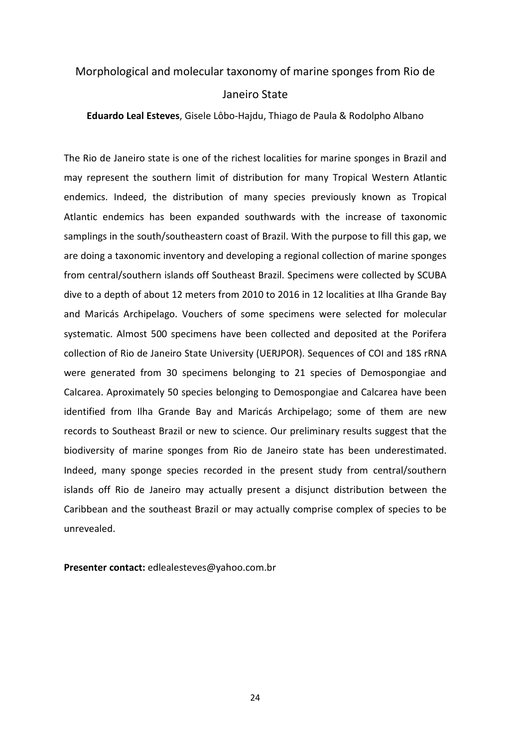# Morphological and molecular taxonomy of marine sponges from Rio de Janeiro State

**Eduardo Leal Esteves**, Gisele Lôbo-Hajdu, Thiago de Paula & Rodolpho Albano

The Rio de Janeiro state is one of the richest localities for marine sponges in Brazil and may represent the southern limit of distribution for many Tropical Western Atlantic endemics. Indeed, the distribution of many species previously known as Tropical Atlantic endemics has been expanded southwards with the increase of taxonomic samplings in the south/southeastern coast of Brazil. With the purpose to fill this gap, we are doing a taxonomic inventory and developing a regional collection of marine sponges from central/southern islands off Southeast Brazil. Specimens were collected by SCUBA dive to a depth of about 12 meters from 2010 to 2016 in 12 localities at Ilha Grande Bay and Maricás Archipelago. Vouchers of some specimens were selected for molecular systematic. Almost 500 specimens have been collected and deposited at the Porifera collection of Rio de Janeiro State University (UERJPOR). Sequences of COI and 18S rRNA were generated from 30 specimens belonging to 21 species of Demospongiae and Calcarea. Aproximately 50 species belonging to Demospongiae and Calcarea have been identified from Ilha Grande Bay and Maricás Archipelago; some of them are new records to Southeast Brazil or new to science. Our preliminary results suggest that the biodiversity of marine sponges from Rio de Janeiro state has been underestimated. Indeed, many sponge species recorded in the present study from central/southern islands off Rio de Janeiro may actually present a disjunct distribution between the Caribbean and the southeast Brazil or may actually comprise complex of species to be unrevealed.

**Presenter contact:** edlealesteves@yahoo.com.br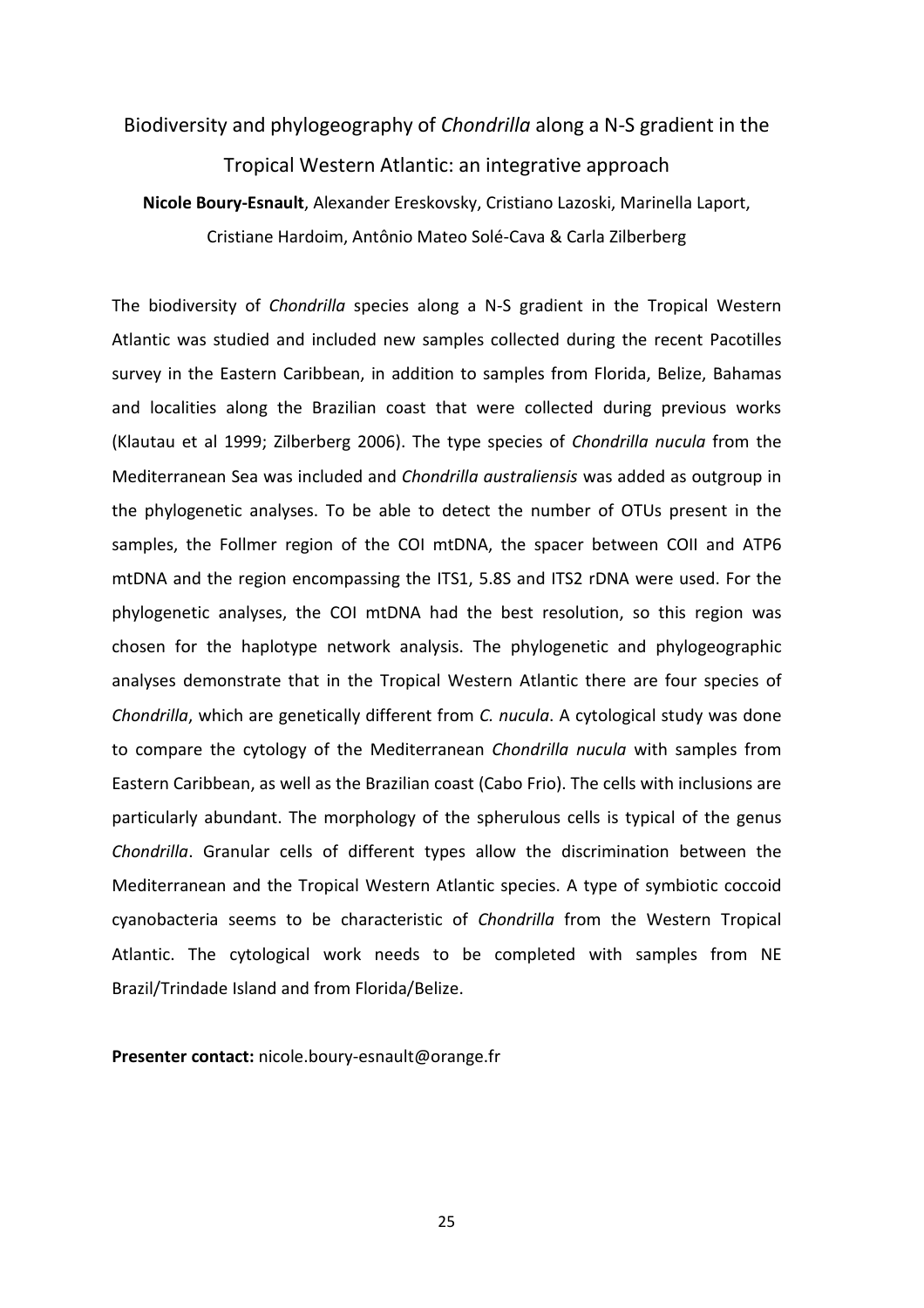# Biodiversity and phylogeography of *Chondrilla* along a N-S gradient in the Tropical Western Atlantic: an integrative approach

**Nicole Boury-Esnault**, Alexander Ereskovsky, Cristiano Lazoski, Marinella Laport, Cristiane Hardoim, Antônio Mateo Solé-Cava & Carla Zilberberg

The biodiversity of *Chondrilla* species along a N-S gradient in the Tropical Western Atlantic was studied and included new samples collected during the recent Pacotilles survey in the Eastern Caribbean, in addition to samples from Florida, Belize, Bahamas and localities along the Brazilian coast that were collected during previous works (Klautau et al 1999; Zilberberg 2006). The type species of *Chondrilla nucula* from the Mediterranean Sea was included and *Chondrilla australiensis* was added as outgroup in the phylogenetic analyses. To be able to detect the number of OTUs present in the samples, the Follmer region of the COI mtDNA, the spacer between COII and ATP6 mtDNA and the region encompassing the ITS1, 5.8S and ITS2 rDNA were used. For the phylogenetic analyses, the COI mtDNA had the best resolution, so this region was chosen for the haplotype network analysis. The phylogenetic and phylogeographic analyses demonstrate that in the Tropical Western Atlantic there are four species of *Chondrilla*, which are genetically different from *C. nucula*. A cytological study was done to compare the cytology of the Mediterranean *Chondrilla nucula* with samples from Eastern Caribbean, as well as the Brazilian coast (Cabo Frio). The cells with inclusions are particularly abundant. The morphology of the spherulous cells is typical of the genus *Chondrilla*. Granular cells of different types allow the discrimination between the Mediterranean and the Tropical Western Atlantic species. A type of symbiotic coccoid cyanobacteria seems to be characteristic of *Chondrilla* from the Western Tropical Atlantic. The cytological work needs to be completed with samples from NE Brazil/Trindade Island and from Florida/Belize.

**Presenter contact:** nicole.boury-esnault@orange.fr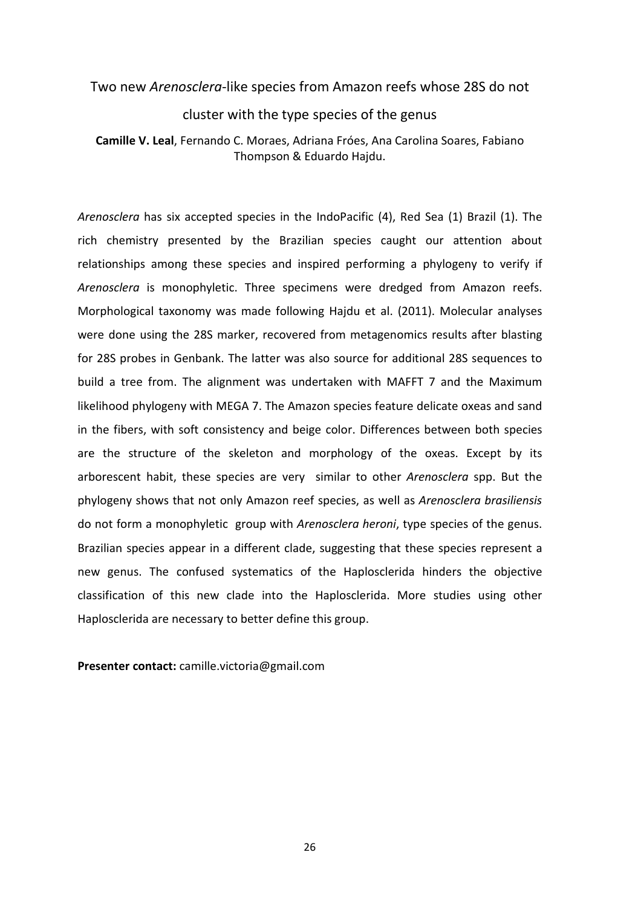# Two new *Arenosclera*-like species from Amazon reefs whose 28S do not cluster with the type species of the genus

**Camille V. Leal**, Fernando C. Moraes, Adriana Fróes, Ana Carolina Soares, Fabiano Thompson & Eduardo Hajdu.

*Arenosclera* has six accepted species in the IndoPacific (4), Red Sea (1) Brazil (1). The rich chemistry presented by the Brazilian species caught our attention about relationships among these species and inspired performing a phylogeny to verify if *Arenosclera* is monophyletic. Three specimens were dredged from Amazon reefs. Morphological taxonomy was made following Hajdu et al. (2011). Molecular analyses were done using the 28S marker, recovered from metagenomics results after blasting for 28S probes in Genbank. The latter was also source for additional 28S sequences to build a tree from. The alignment was undertaken with MAFFT 7 and the Maximum likelihood phylogeny with MEGA 7. The Amazon species feature delicate oxeas and sand in the fibers, with soft consistency and beige color. Differences between both species are the structure of the skeleton and morphology of the oxeas. Except by its arborescent habit, these species are very similar to other *Arenosclera* spp. But the phylogeny shows that not only Amazon reef species, as well as *Arenosclera brasiliensis* do not form a monophyletic group with *Arenosclera heroni*, type species of the genus. Brazilian species appear in a different clade, suggesting that these species represent a new genus. The confused systematics of the Haplosclerida hinders the objective classification of this new clade into the Haplosclerida. More studies using other Haplosclerida are necessary to better define this group.

**Presenter contact:** camille.victoria@gmail.com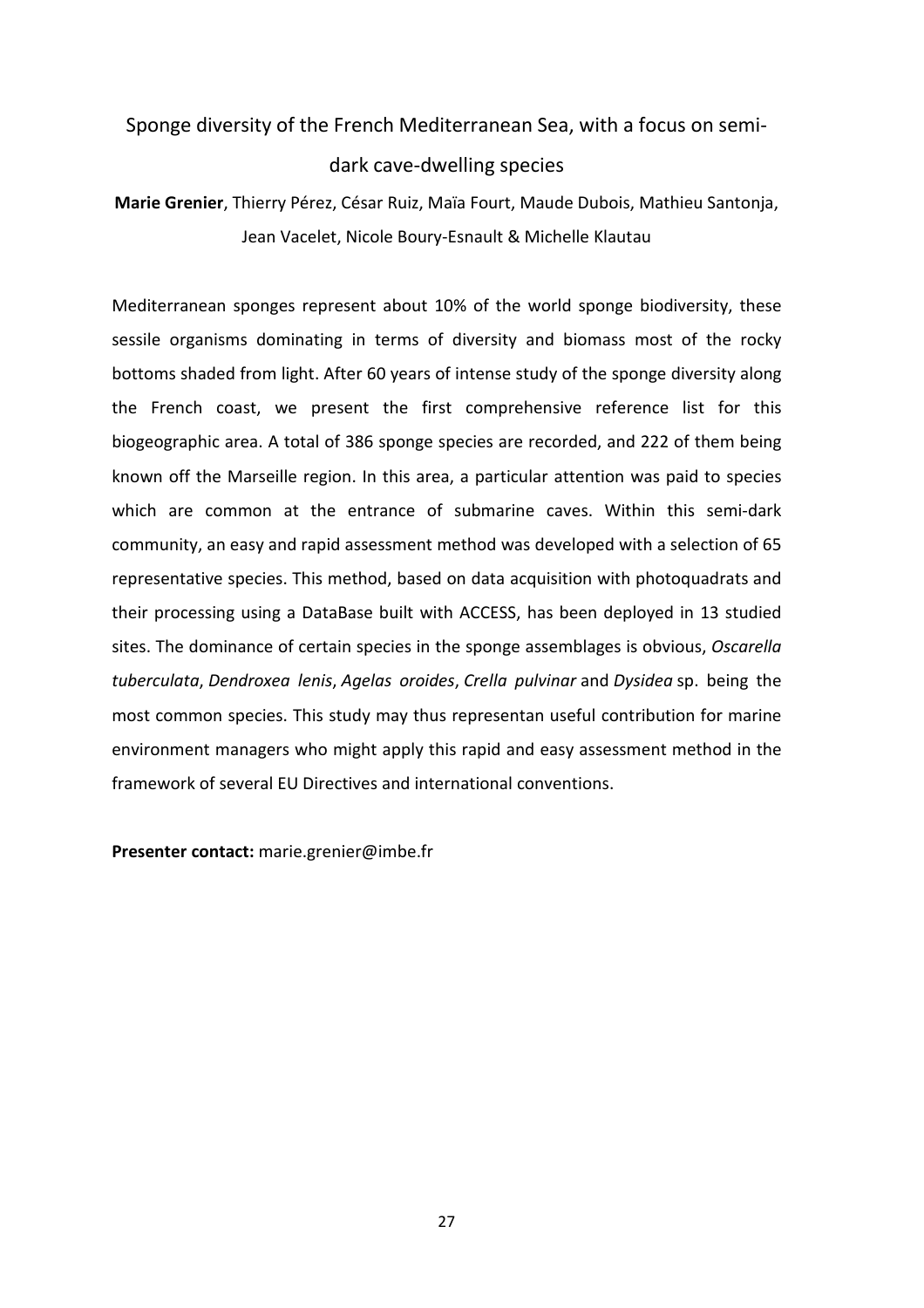# Sponge diversity of the French Mediterranean Sea, with a focus on semi-dark cave-dwelling species

**Marie Grenier**, Thierry Pérez, César Ruiz, Maïa Fourt, Maude Dubois, Mathieu Santonja, Jean Vacelet, Nicole Boury-Esnault & Michelle Klautau

Mediterranean sponges represent about 10% of the world sponge biodiversity, these sessile organisms dominating in terms of diversity and biomass most of the rocky bottoms shaded from light. After 60 years of intense study of the sponge diversity along the French coast, we present the first comprehensive reference list for this biogeographic area. A total of 386 sponge species are recorded, and 222 of them being known off the Marseille region. In this area, a particular attention was paid to species which are common at the entrance of submarine caves. Within this semi-dark community, an easy and rapid assessment method was developed with a selection of 65 representative species. This method, based on data acquisition with photoquadrats and their processing using a DataBase built with ACCESS, has been deployed in 13 studied sites. The dominance of certain species in the sponge assemblages is obvious, *Oscarella tuberculata*, *Dendroxea lenis*, *Agelas oroides*, *Crella pulvinar* and *Dysidea* sp. being the most common species. This study may thus representan useful contribution for marine environment managers who might apply this rapid and easy assessment method in the framework of several EU Directives and international conventions.

**Presenter contact:** marie.grenier@imbe.fr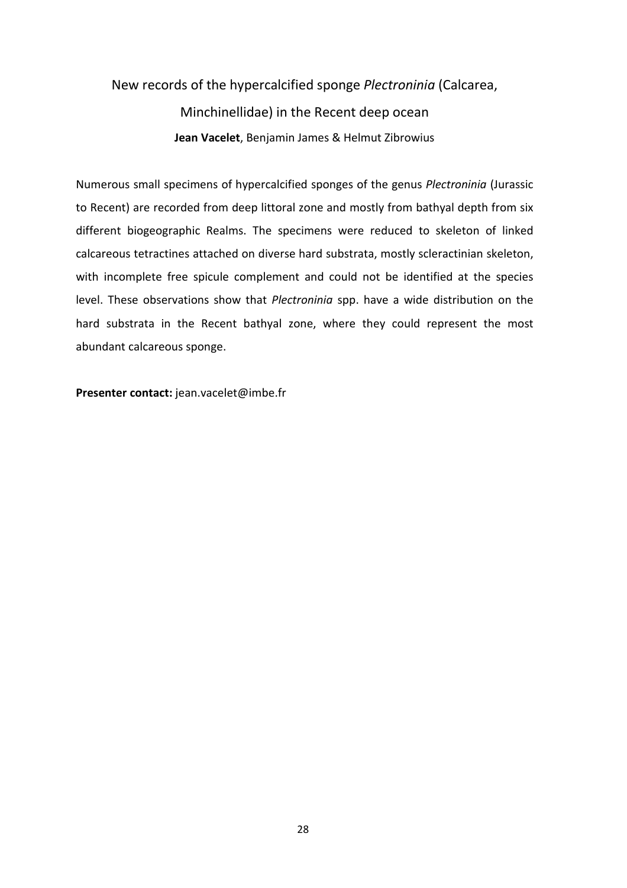# New records of the hypercalcified sponge *Plectroninia* (Calcarea, Minchinellidae) in the Recent deep ocean

**Jean Vacelet**, Benjamin James & Helmut Zibrowius

Numerous small specimens of hypercalcified sponges of the genus *Plectroninia* (Jurassic to Recent) are recorded from deep littoral zone and mostly from bathyal depth from six different biogeographic Realms. The specimens were reduced to skeleton of linked calcareous tetractines attached on diverse hard substrata, mostly scleractinian skeleton, with incomplete free spicule complement and could not be identified at the species level. These observations show that *Plectroninia* spp. have a wide distribution on the hard substrata in the Recent bathyal zone, where they could represent the most abundant calcareous sponge.

**Presenter contact:** jean.vacelet@imbe.fr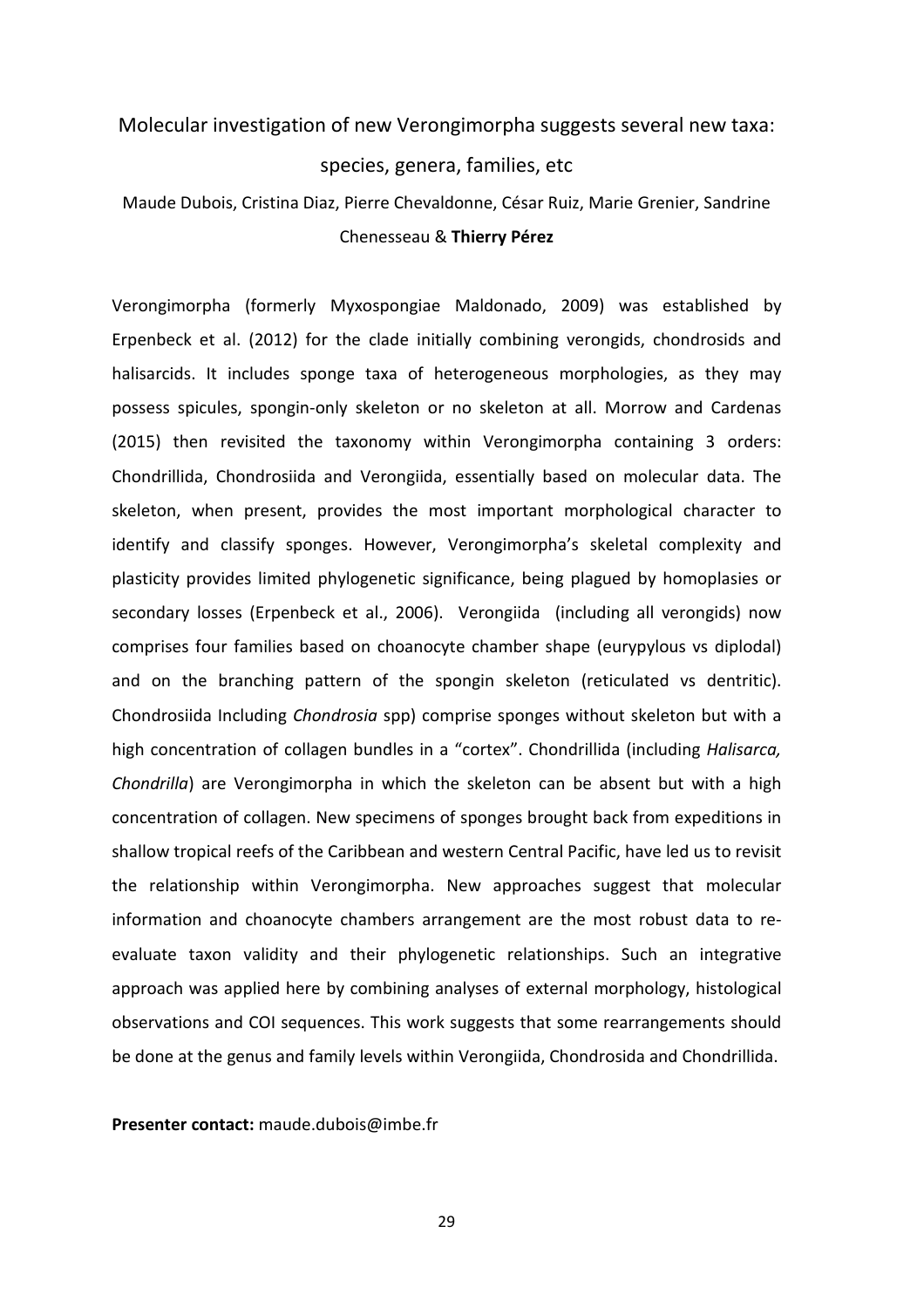# Molecular investigation of new Verongimorpha suggests several new taxa: species, genera, families, etc

Maude Dubois, Cristina Diaz, Pierre Chevaldonne, César Ruiz, Marie Grenier, Sandrine Chenesseau & **Thierry Pérez**

Verongimorpha (formerly Myxospongiae Maldonado, 2009) was established by Erpenbeck et al. (2012) for the clade initially combining verongids, chondrosids and halisarcids. It includes sponge taxa of heterogeneous morphologies, as they may possess spicules, spongin-only skeleton or no skeleton at all. Morrow and Cardenas (2015) then revisited the taxonomy within Verongimorpha containing 3 orders: Chondrillida, Chondrosiida and Verongiida, essentially based on molecular data. The skeleton, when present, provides the most important morphological character to identify and classify sponges. However, Verongimorpha's skeletal complexity and plasticity provides limited phylogenetic significance, being plagued by homoplasies or secondary losses (Erpenbeck et al., 2006). Verongiida (including all verongids) now comprises four families based on choanocyte chamber shape (eurypylous vs diplodal) and on the branching pattern of the spongin skeleton (reticulated vs dentritic). Chondrosiida Including *Chondrosia* spp) comprise sponges without skeleton but with a high concentration of collagen bundles in a "cortex". Chondrillida (including *Halisarca, Chondrilla*) are Verongimorpha in which the skeleton can be absent but with a high concentration of collagen. New specimens of sponges brought back from expeditions in shallow tropical reefs of the Caribbean and western Central Pacific, have led us to revisit the relationship within Verongimorpha. New approaches suggest that molecular information and choanocyte chambers arrangement are the most robust data to re-evaluate taxon validity and their phylogenetic relationships. Such an integrative approach was applied here by combining analyses of external morphology, histological observations and COI sequences. This work suggests that some rearrangements should be done at the genus and family levels within Verongiida, Chondrosida and Chondrillida.

**Presenter contact:** maude.dubois@imbe.fr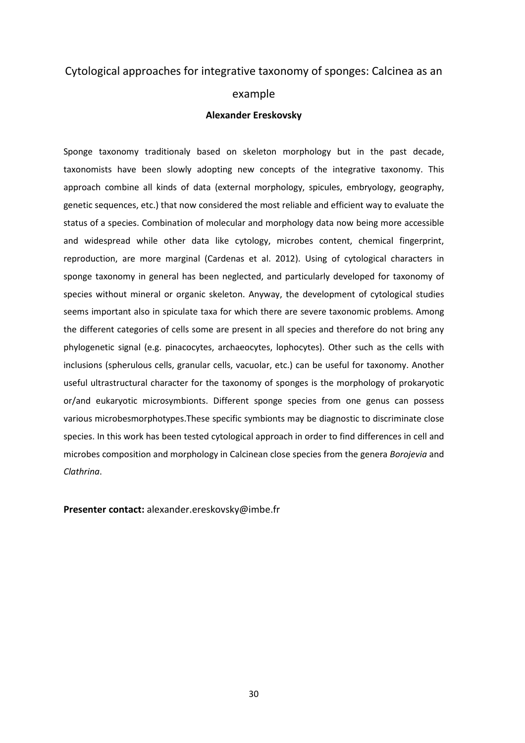# Cytological approaches for integrative taxonomy of sponges: Calcinea as an example

**Alexander Ereskovsky**

Sponge taxonomy traditionaly based on skeleton morphology but in the past decade, taxonomists have been slowly adopting new concepts of the integrative taxonomy. This approach combine all kinds of data (external morphology, spicules, embryology, geography, genetic sequences, etc.) that now considered the most reliable and efficient way to evaluate the status of a species. Combination of molecular and morphology data now being more accessible and widespread while other data like cytology, microbes content, chemical fingerprint, reproduction, are more marginal (Cardenas et al. 2012). Using of cytological characters in sponge taxonomy in general has been neglected, and particularly developed for taxonomy of species without mineral or organic skeleton. Anyway, the development of cytological studies seems important also in spiculate taxa for which there are severe taxonomic problems. Among the different categories of cells some are present in all species and therefore do not bring any phylogenetic signal (e.g. pinacocytes, archaeocytes, lophocytes). Other such as the cells with inclusions (spherulous cells, granular cells, vacuolar, etc.) can be useful for taxonomy. Another useful ultrastructural character for the taxonomy of sponges is the morphology of prokaryotic or/and eukaryotic microsymbionts. Different sponge species from one genus can possess various microbesmorphotypes.These specific symbionts may be diagnostic to discriminate close species. In this work has been tested cytological approach in order to find differences in cell and microbes composition and morphology in Calcinean close species from the genera *Borojevia* and *Clathrina*.

**Presenter contact:** alexander.ereskovsky@imbe.fr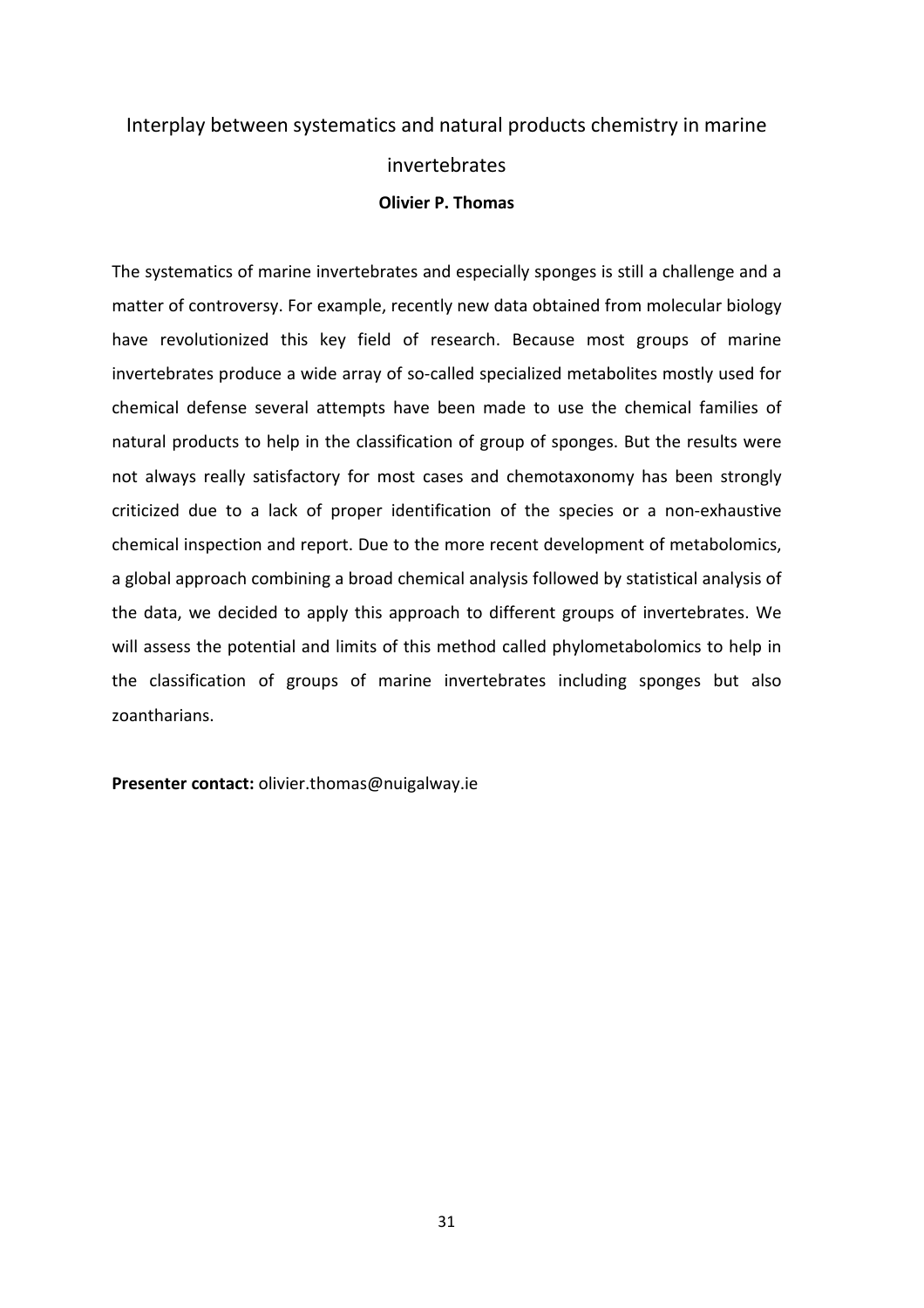# Interplay between systematics and natural products chemistry in marine invertebrates

**Olivier P. Thomas**

The systematics of marine invertebrates and especially sponges is still a challenge and a matter of controversy. For example, recently new data obtained from molecular biology have revolutionized this key field of research. Because most groups of marine invertebrates produce a wide array of so-called specialized metabolites mostly used for chemical defense several attempts have been made to use the chemical families of natural products to help in the classification of group of sponges. But the results were not always really satisfactory for most cases and chemotaxonomy has been strongly criticized due to a lack of proper identification of the species or a non-exhaustive chemical inspection and report. Due to the more recent development of metabolomics, a global approach combining a broad chemical analysis followed by statistical analysis of the data, we decided to apply this approach to different groups of invertebrates. We will assess the potential and limits of this method called phylometabolomics to help in the classification of groups of marine invertebrates including sponges but also zoantharians.

**Presenter contact:** olivier.thomas@nuigalway.ie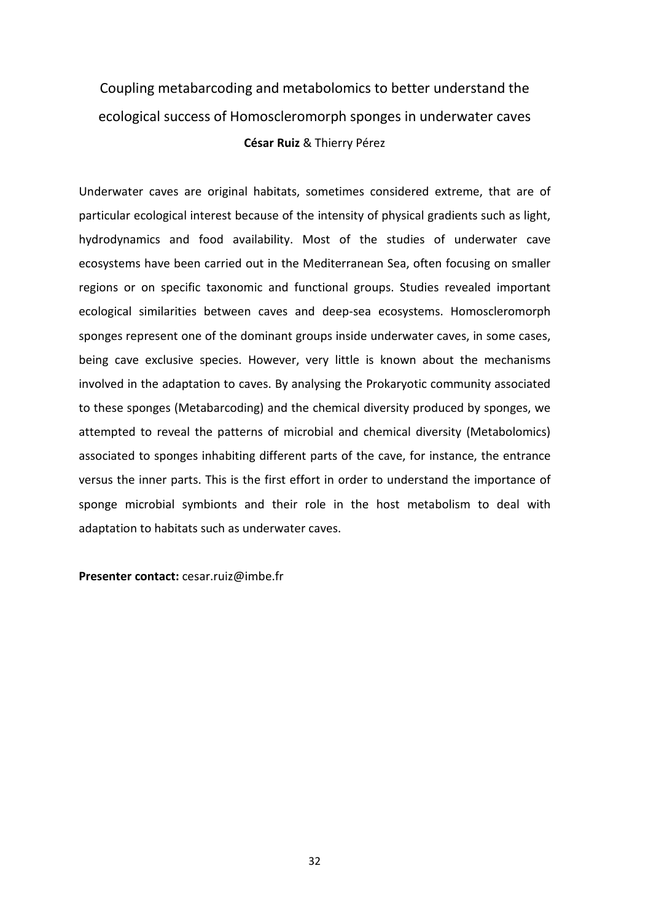# Coupling metabarcoding and metabolomics to better understand the ecological success of Homoscleromorph sponges in underwater caves

**César Ruiz** & Thierry Pérez

Underwater caves are original habitats, sometimes considered extreme, that are of particular ecological interest because of the intensity of physical gradients such as light, hydrodynamics and food availability. Most of the studies of underwater cave ecosystems have been carried out in the Mediterranean Sea, often focusing on smaller regions or on specific taxonomic and functional groups. Studies revealed important ecological similarities between caves and deep-sea ecosystems. Homoscleromorph sponges represent one of the dominant groups inside underwater caves, in some cases, being cave exclusive species. However, very little is known about the mechanisms involved in the adaptation to caves. By analysing the Prokaryotic community associated to these sponges (Metabarcoding) and the chemical diversity produced by sponges, we attempted to reveal the patterns of microbial and chemical diversity (Metabolomics) associated to sponges inhabiting different parts of the cave, for instance, the entrance versus the inner parts. This is the first effort in order to understand the importance of sponge microbial symbionts and their role in the host metabolism to deal with adaptation to habitats such as underwater caves.

**Presenter contact:** cesar.ruiz@imbe.fr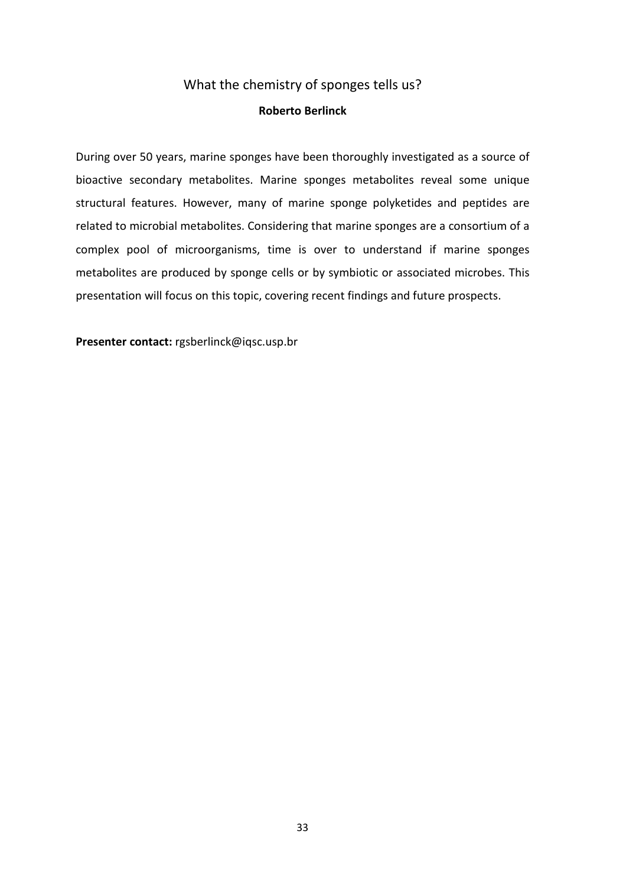## What the chemistry of sponges tells us?

**Roberto Berlinck**

During over 50 years, marine sponges have been thoroughly investigated as a source of bioactive secondary metabolites. Marine sponges metabolites reveal some unique structural features. However, many of marine sponge polyketides and peptides are related to microbial metabolites. Considering that marine sponges are a consortium of a complex pool of microorganisms, time is over to understand if marine sponges metabolites are produced by sponge cells or by symbiotic or associated microbes. This presentation will focus on this topic, covering recent findings and future prospects.

**Presenter contact:** rgsberlinck@iqsc.usp.br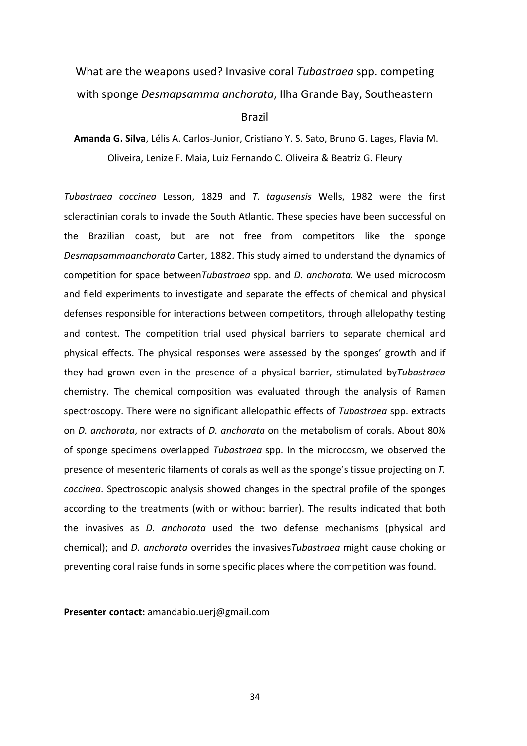# What are the weapons used? Invasive coral *Tubastraea* spp. competing with sponge *Desmapsamma anchorata*, Ilha Grande Bay, Southeastern Brazil

**Amanda G. Silva**, Lélis A. Carlos-Junior, Cristiano Y. S. Sato, Bruno G. Lages, Flavia M. Oliveira, Lenize F. Maia, Luiz Fernando C. Oliveira & Beatriz G. Fleury

*Tubastraea coccinea* Lesson, 1829 and *T. tagusensis* Wells, 1982 were the first scleractinian corals to invade the South Atlantic. These species have been successful on the Brazilian coast, but are not free from competitors like the sponge *Desmapsammaanchorata* Carter, 1882. This study aimed to understand the dynamics of competition for space between*Tubastraea* spp. and *D. anchorata*. We used microcosm and field experiments to investigate and separate the effects of chemical and physical defenses responsible for interactions between competitors, through allelopathy testing and contest. The competition trial used physical barriers to separate chemical and physical effects. The physical responses were assessed by the sponges' growth and if they had grown even in the presence of a physical barrier, stimulated by*Tubastraea* chemistry. The chemical composition was evaluated through the analysis of Raman spectroscopy. There were no significant allelopathic effects of *Tubastraea* spp. extracts on *D. anchorata*, nor extracts of *D. anchorata* on the metabolism of corals. About 80% of sponge specimens overlapped *Tubastraea* spp. In the microcosm, we observed the presence of mesenteric filaments of corals as well as the sponge's tissue projecting on *T. coccinea*. Spectroscopic analysis showed changes in the spectral profile of the sponges according to the treatments (with or without barrier). The results indicated that both the invasives as *D. anchorata* used the two defense mechanisms (physical and chemical); and *D. anchorata* overrides the invasives*Tubastraea* might cause choking or preventing coral raise funds in some specific places where the competition was found.

**Presenter contact:** amandabio.uerj@gmail.com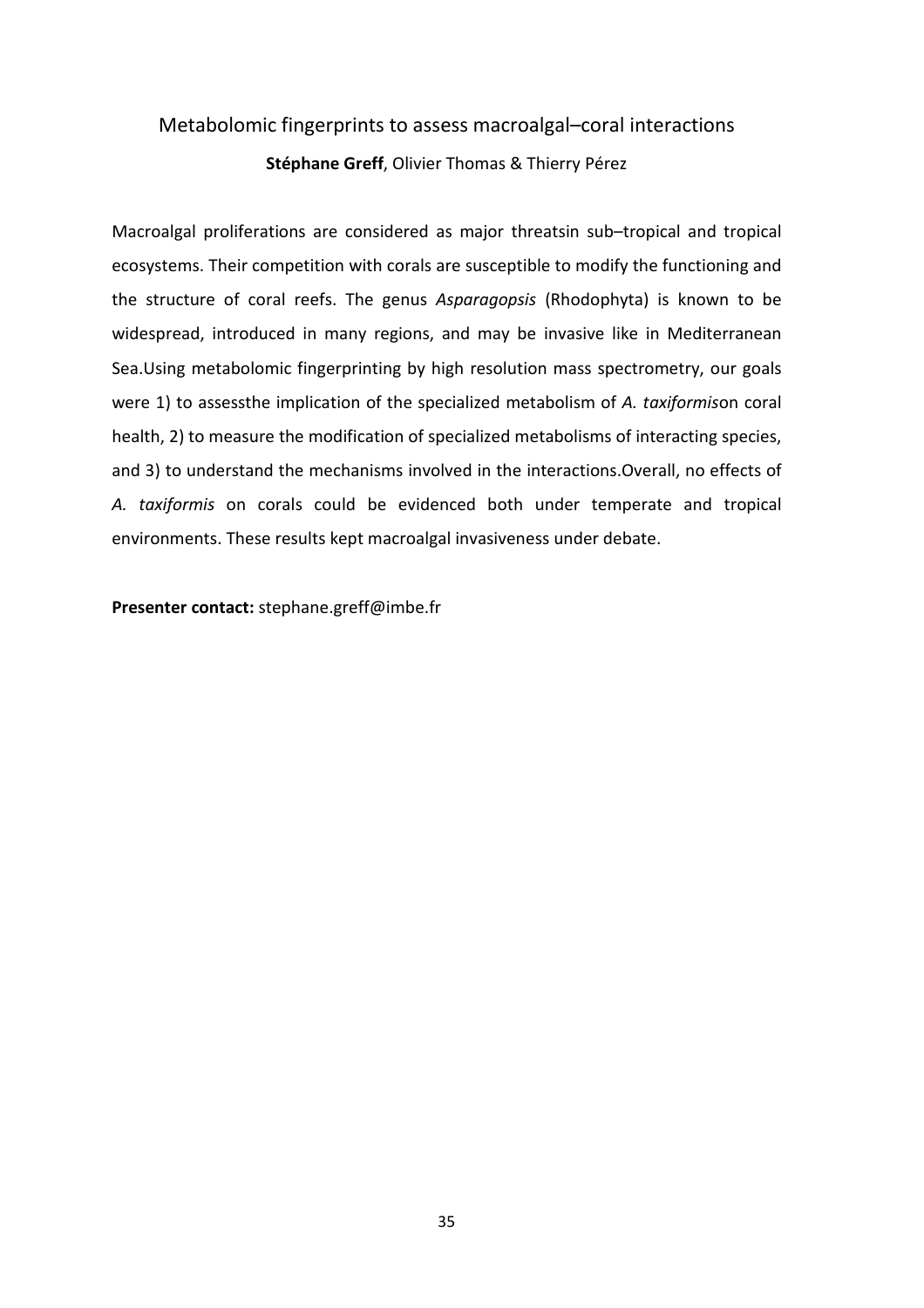## Metabolomic fingerprints to assess macroalgal–coral interactions

**Stéphane Greff**, Olivier Thomas & Thierry Pérez

Macroalgal proliferations are considered as major threatsin sub–tropical and tropical ecosystems. Their competition with corals are susceptible to modify the functioning and the structure of coral reefs. The genus *Asparagopsis* (Rhodophyta) is known to be widespread, introduced in many regions, and may be invasive like in Mediterranean Sea.Using metabolomic fingerprinting by high resolution mass spectrometry, our goals were 1) to assessthe implication of the specialized metabolism of *A. taxiformis*on coral health, 2) to measure the modification of specialized metabolisms of interacting species, and 3) to understand the mechanisms involved in the interactions.Overall, no effects of *A. taxiformis* on corals could be evidenced both under temperate and tropical environments. These results kept macroalgal invasiveness under debate.

**Presenter contact:** stephane.greff@imbe.fr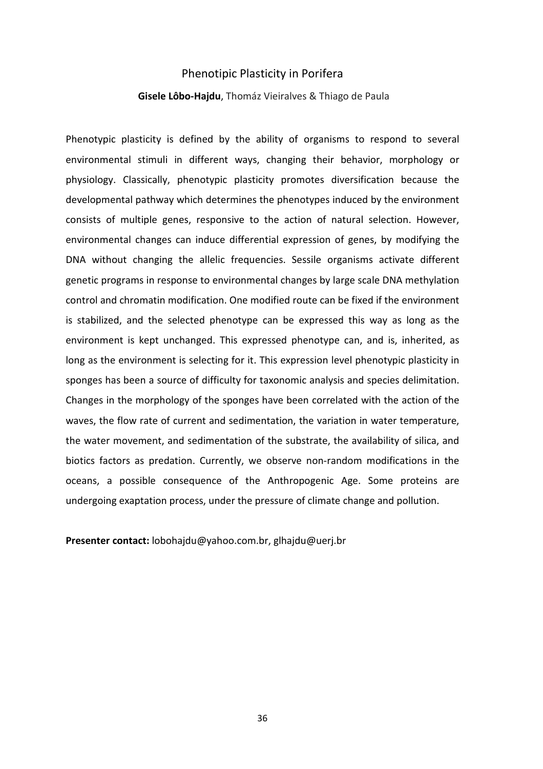# Phenotipic Plasticity in Porifera

**Gisele Lôbo-Hajdu**, Thomáz Vieiralves & Thiago de Paula

Phenotypic plasticity is defined by the ability of organisms to respond to several environmental stimuli in different ways, changing their behavior, morphology or physiology. Classically, phenotypic plasticity promotes diversification because the developmental pathway which determines the phenotypes induced by the environment consists of multiple genes, responsive to the action of natural selection. However, environmental changes can induce differential expression of genes, by modifying the DNA without changing the allelic frequencies. Sessile organisms activate different genetic programs in response to environmental changes by large scale DNA methylation control and chromatin modification. One modified route can be fixed if the environment is stabilized, and the selected phenotype can be expressed this way as long as the environment is kept unchanged. This expressed phenotype can, and is, inherited, as long as the environment is selecting for it. This expression level phenotypic plasticity in sponges has been a source of difficulty for taxonomic analysis and species delimitation. Changes in the morphology of the sponges have been correlated with the action of the waves, the flow rate of current and sedimentation, the variation in water temperature, the water movement, and sedimentation of the substrate, the availability of silica, and biotics factors as predation. Currently, we observe non-random modifications in the oceans, a possible consequence of the Anthropogenic Age. Some proteins are undergoing exaptation process, under the pressure of climate change and pollution.

**Presenter contact:** lobohajdu@yahoo.com.br, glhajdu@uerj.br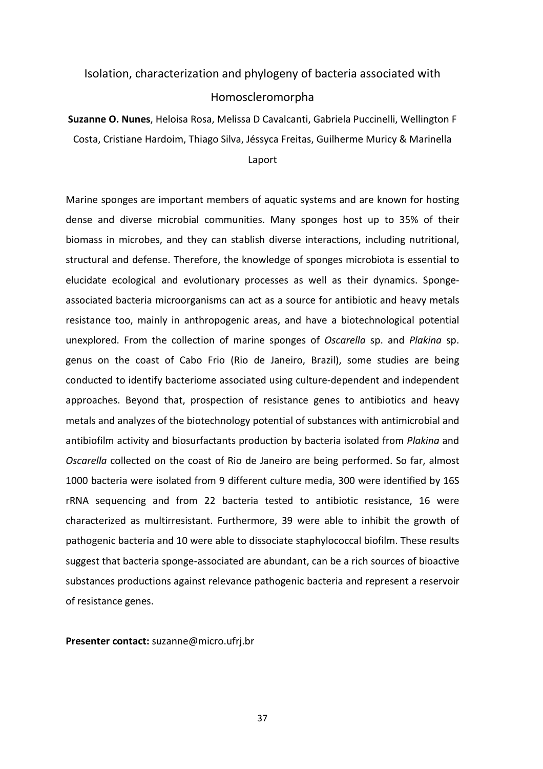# Isolation, characterization and phylogeny of bacteria associated with Homoscleromorpha

**Suzanne O. Nunes**, Heloisa Rosa, Melissa D Cavalcanti, Gabriela Puccinelli, Wellington F Costa, Cristiane Hardoim, Thiago Silva, Jéssyca Freitas, Guilherme Muricy & Marinella Laport

Marine sponges are important members of aquatic systems and are known for hosting dense and diverse microbial communities. Many sponges host up to 35% of their biomass in microbes, and they can stablish diverse interactions, including nutritional, structural and defense. Therefore, the knowledge of sponges microbiota is essential to elucidate ecological and evolutionary processes as well as their dynamics. Sponge-associated bacteria microorganisms can act as a source for antibiotic and heavy metals resistance too, mainly in anthropogenic areas, and have a biotechnological potential unexplored. From the collection of marine sponges of *Oscarella* sp. and *Plakina* sp. genus on the coast of Cabo Frio (Rio de Janeiro, Brazil), some studies are being conducted to identify bacteriome associated using culture-dependent and independent approaches. Beyond that, prospection of resistance genes to antibiotics and heavy metals and analyzes of the biotechnology potential of substances with antimicrobial and antibiofilm activity and biosurfactants production by bacteria isolated from *Plakina* and *Oscarella* collected on the coast of Rio de Janeiro are being performed. So far, almost 1000 bacteria were isolated from 9 different culture media, 300 were identified by 16S rRNA sequencing and from 22 bacteria tested to antibiotic resistance, 16 were characterized as multirresistant. Furthermore, 39 were able to inhibit the growth of pathogenic bacteria and 10 were able to dissociate staphylococcal biofilm. These results suggest that bacteria sponge-associated are abundant, can be a rich sources of bioactive substances productions against relevance pathogenic bacteria and represent a reservoir of resistance genes.

**Presenter contact:** suzanne@micro.ufrj.br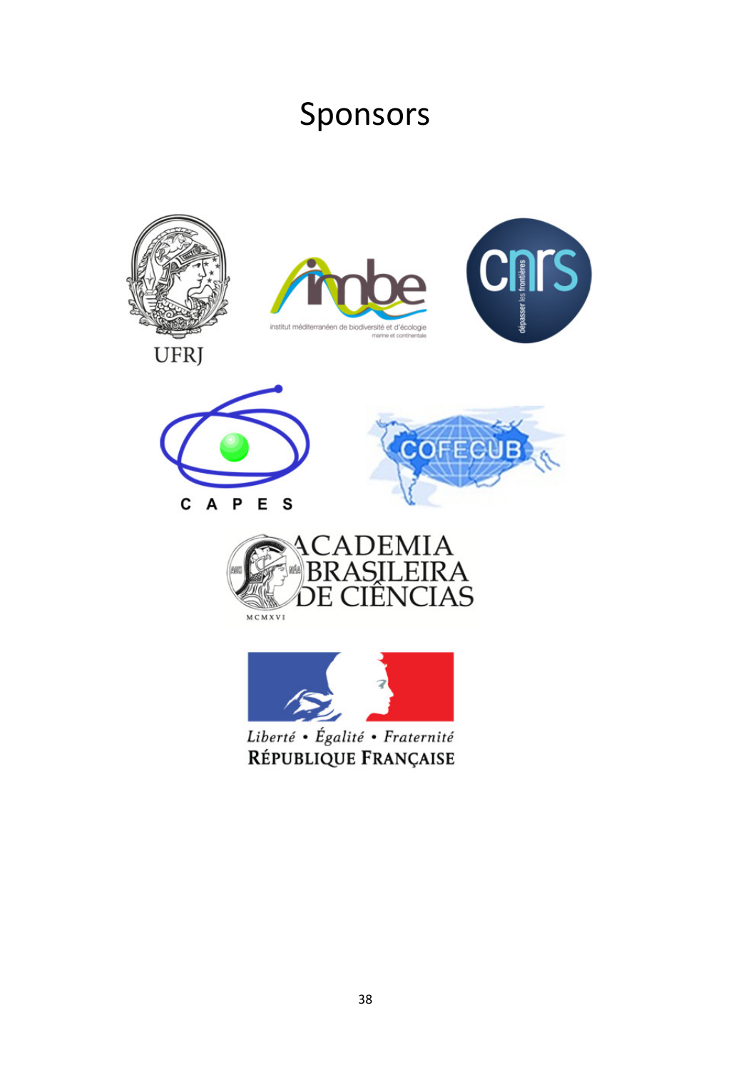# Sponsors

UFRJ

imbe
institut méditerranéen de biodiversité et d'écologie
marine et continentale

cnrs
dépasser les frontières

CAPES

COFECUB

ACADEMIA BRASILEIRA DE CIÊNCIAS
MCMXVI

Liberté • Égalité • Fraternité
RÉPUBLIQUE FRANÇAISE